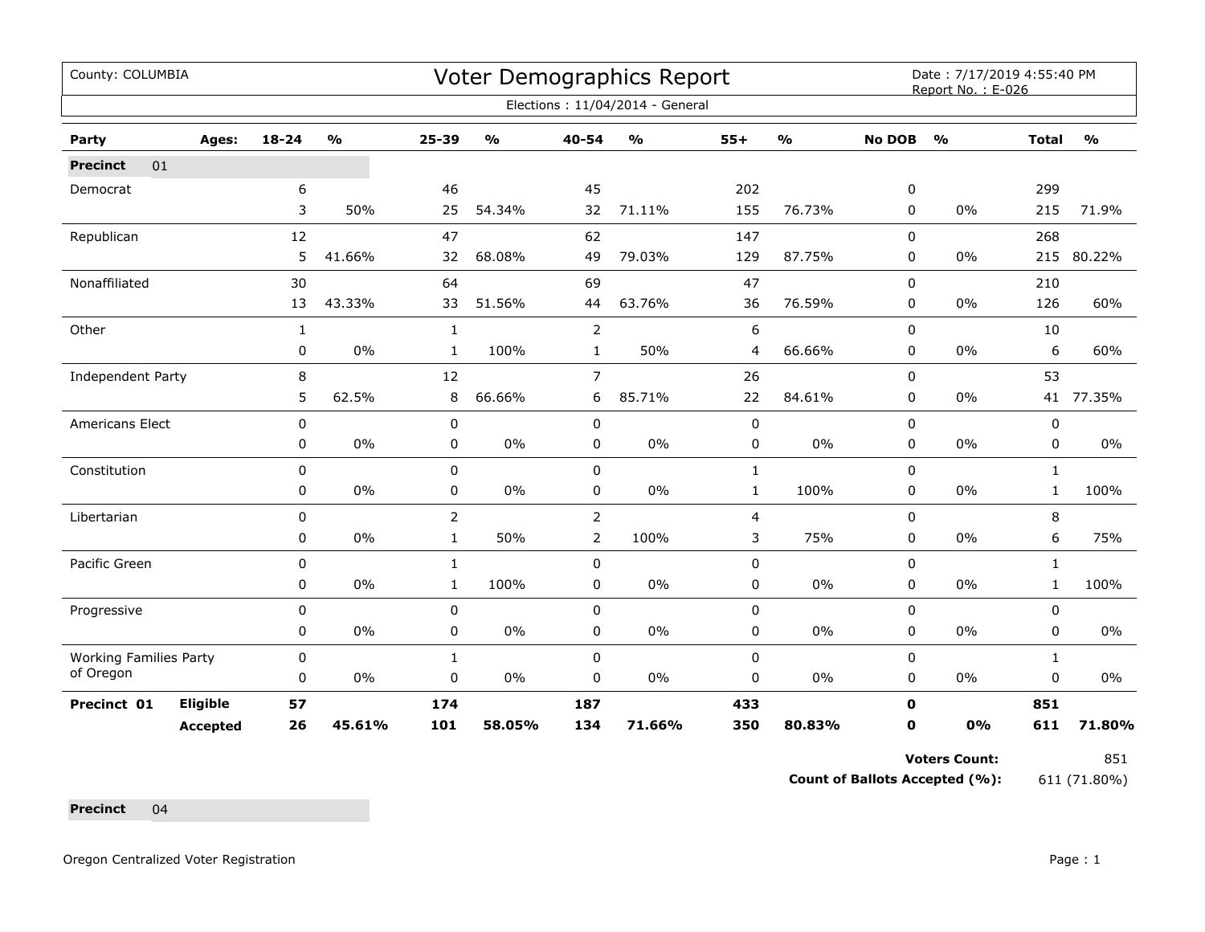County: COLUMBIA

# Voter Demographics Report

Date : 7/17/2019 4:55:40 PM
Report No. : E-026

Elections : 11/04/2014 - General

| Party | Ages: | 18-24 | % | 25-39 | % | 40-54 | % | 55+ | % | No DOB | % | Total | % |
|---|---|---|---|---|---|---|---|---|---|---|---|---|---|
| **Precinct** 01 | | | | | | | | | | | | | |
| Democrat | | 6 | | 46 | | 45 | | 202 | | 0 | | 299 | |
| | | 3 | 50% | 25 | 54.34% | 32 | 71.11% | 155 | 76.73% | 0 | 0% | 215 | 71.9% |
| Republican | | 12 | | 47 | | 62 | | 147 | | 0 | | 268 | |
| | | 5 | 41.66% | 32 | 68.08% | 49 | 79.03% | 129 | 87.75% | 0 | 0% | 215 | 80.22% |
| Nonaffiliated | | 30 | | 64 | | 69 | | 47 | | 0 | | 210 | |
| | | 13 | 43.33% | 33 | 51.56% | 44 | 63.76% | 36 | 76.59% | 0 | 0% | 126 | 60% |
| Other | | 1 | | 1 | | 2 | | 6 | | 0 | | 10 | |
| | | 0 | 0% | 1 | 100% | 1 | 50% | 4 | 66.66% | 0 | 0% | 6 | 60% |
| Independent Party | | 8 | | 12 | | 7 | | 26 | | 0 | | 53 | |
| | | 5 | 62.5% | 8 | 66.66% | 6 | 85.71% | 22 | 84.61% | 0 | 0% | 41 | 77.35% |
| Americans Elect | | 0 | | 0 | | 0 | | 0 | | 0 | | 0 | |
| | | 0 | 0% | 0 | 0% | 0 | 0% | 0 | 0% | 0 | 0% | 0 | 0% |
| Constitution | | 0 | | 0 | | 0 | | 1 | | 0 | | 1 | |
| | | 0 | 0% | 0 | 0% | 0 | 0% | 1 | 100% | 0 | 0% | 1 | 100% |
| Libertarian | | 0 | | 2 | | 2 | | 4 | | 0 | | 8 | |
| | | 0 | 0% | 1 | 50% | 2 | 100% | 3 | 75% | 0 | 0% | 6 | 75% |
| Pacific Green | | 0 | | 1 | | 0 | | 0 | | 0 | | 1 | |
| | | 0 | 0% | 1 | 100% | 0 | 0% | 0 | 0% | 0 | 0% | 1 | 100% |
| Progressive | | 0 | | 0 | | 0 | | 0 | | 0 | | 0 | |
| | | 0 | 0% | 0 | 0% | 0 | 0% | 0 | 0% | 0 | 0% | 0 | 0% |
| Working Families Party of Oregon | | 0 | | 1 | | 0 | | 0 | | 0 | | 1 | |
| | | 0 | 0% | 0 | 0% | 0 | 0% | 0 | 0% | 0 | 0% | 0 | 0% |
| **Precinct 01** | **Eligible** | **57** | | **174** | | **187** | | **433** | | **0** | | **851** | |
| | **Accepted** | **26** | **45.61%** | **101** | **58.05%** | **134** | **71.66%** | **350** | **80.83%** | **0** | **0%** | **611** | **71.80%** |

**Voters Count:** 851

**Count of Ballots Accepted (%):** 611 (71.80%)

**Precinct** 04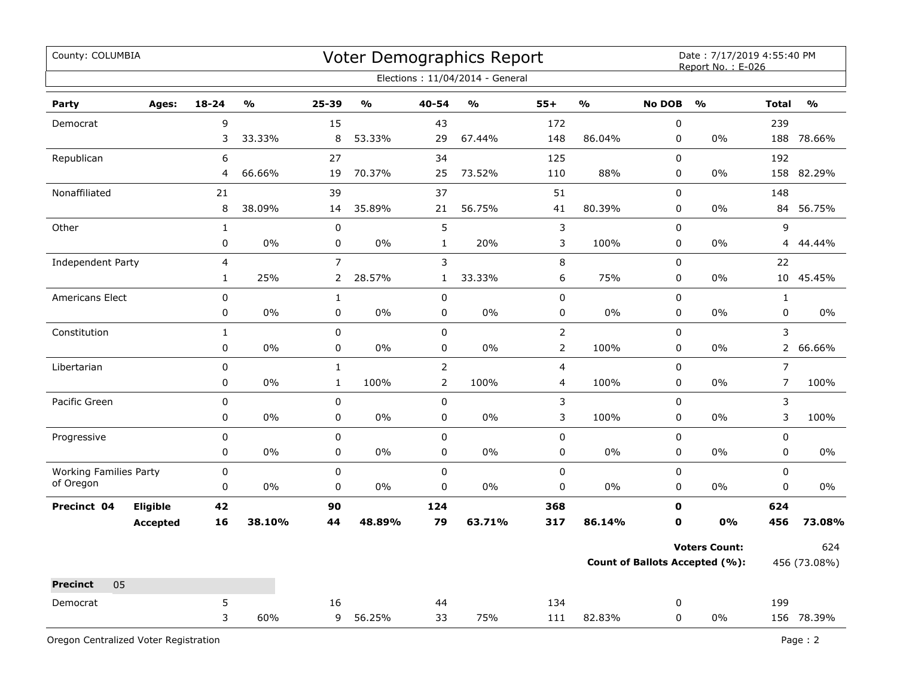County: COLUMBIA

# Voter Demographics Report

Date : 7/17/2019 4:55:40 PM
Report No. : E-026

Elections : 11/04/2014 - General

| Party | Ages: | 18-24 | % | 25-39 | % | 40-54 | % | 55+ | % | No DOB | % | Total | % |
|---|---|---|---|---|---|---|---|---|---|---|---|---|---|
| Democrat | | 9 | | 15 | | 43 | | 172 | | 0 | | 239 | |
| | | 3 | 33.33% | 8 | 53.33% | 29 | 67.44% | 148 | 86.04% | 0 | 0% | 188 | 78.66% |
| Republican | | 6 | | 27 | | 34 | | 125 | | 0 | | 192 | |
| | | 4 | 66.66% | 19 | 70.37% | 25 | 73.52% | 110 | 88% | 0 | 0% | 158 | 82.29% |
| Nonaffiliated | | 21 | | 39 | | 37 | | 51 | | 0 | | 148 | |
| | | 8 | 38.09% | 14 | 35.89% | 21 | 56.75% | 41 | 80.39% | 0 | 0% | 84 | 56.75% |
| Other | | 1 | | 0 | | 5 | | 3 | | 0 | | 9 | |
| | | 0 | 0% | 0 | 0% | 1 | 20% | 3 | 100% | 0 | 0% | 4 | 44.44% |
| Independent Party | | 4 | | 7 | | 3 | | 8 | | 0 | | 22 | |
| | | 1 | 25% | 2 | 28.57% | 1 | 33.33% | 6 | 75% | 0 | 0% | 10 | 45.45% |
| Americans Elect | | 0 | | 1 | | 0 | | 0 | | 0 | | 1 | |
| | | 0 | 0% | 0 | 0% | 0 | 0% | 0 | 0% | 0 | 0% | 0 | 0% |
| Constitution | | 1 | | 0 | | 0 | | 2 | | 0 | | 3 | |
| | | 0 | 0% | 0 | 0% | 0 | 0% | 2 | 100% | 0 | 0% | 2 | 66.66% |
| Libertarian | | 0 | | 1 | | 2 | | 4 | | 0 | | 7 | |
| | | 0 | 0% | 1 | 100% | 2 | 100% | 4 | 100% | 0 | 0% | 7 | 100% |
| Pacific Green | | 0 | | 0 | | 0 | | 3 | | 0 | | 3 | |
| | | 0 | 0% | 0 | 0% | 0 | 0% | 3 | 100% | 0 | 0% | 3 | 100% |
| Progressive | | 0 | | 0 | | 0 | | 0 | | 0 | | 0 | |
| | | 0 | 0% | 0 | 0% | 0 | 0% | 0 | 0% | 0 | 0% | 0 | 0% |
| Working Families Party of Oregon | | 0 | | 0 | | 0 | | 0 | | 0 | | 0 | |
| | | 0 | 0% | 0 | 0% | 0 | 0% | 0 | 0% | 0 | 0% | 0 | 0% |
| **Precinct 04** | **Eligible** | **42** | | **90** | | **124** | | **368** | | **0** | | **624** | |
| | **Accepted** | **16** | **38.10%** | **44** | **48.89%** | **79** | **63.71%** | **317** | **86.14%** | **0** | **0%** | **456** | **73.08%** |

**Voters Count:** 624

**Count of Ballots Accepted (%):** 456 (73.08%)

**Precinct** 05

| Party | Ages: | 18-24 | % | 25-39 | % | 40-54 | % | 55+ | % | No DOB | % | Total | % |
|---|---|---|---|---|---|---|---|---|---|---|---|---|---|
| Democrat | | 5 | | 16 | | 44 | | 134 | | 0 | | 199 | |
| | | 3 | 60% | 9 | 56.25% | 33 | 75% | 111 | 82.83% | 0 | 0% | 156 | 78.39% |

Oregon Centralized Voter Registration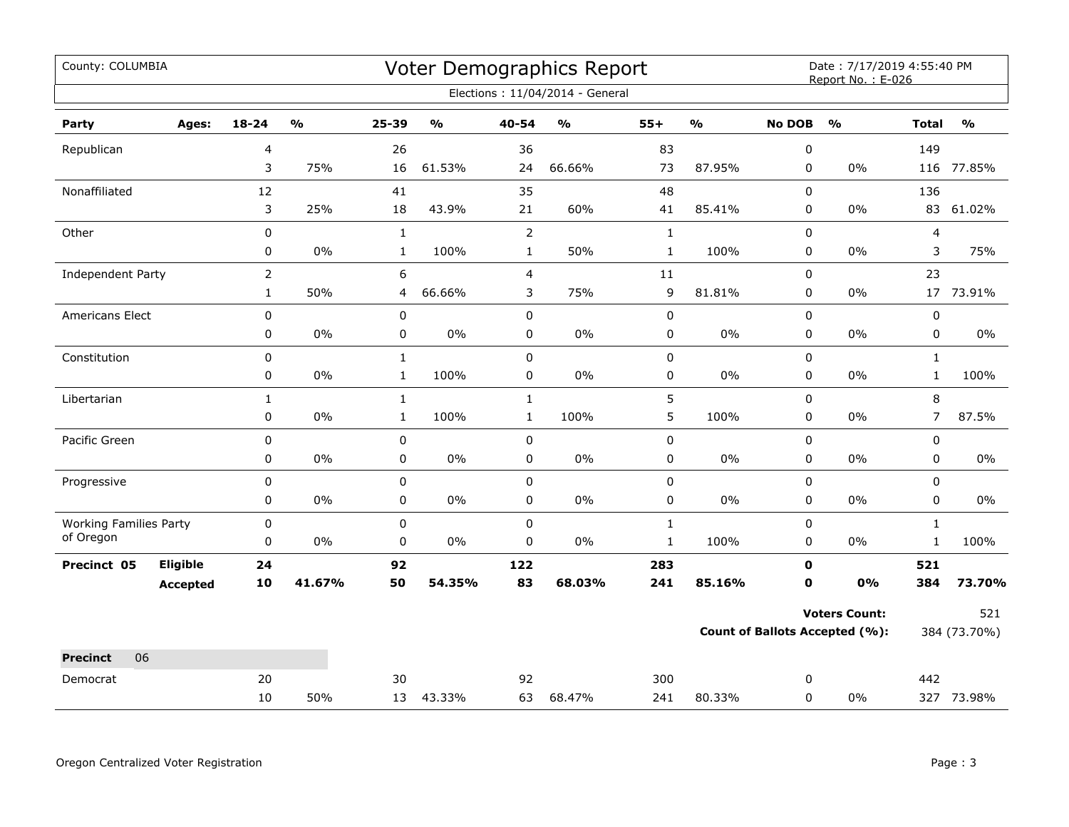County: COLUMBIA

# Voter Demographics Report

Date : 7/17/2019 4:55:40 PM
Report No. : E-026

Elections : 11/04/2014 - General

| Party | Ages: | 18-24 | % | 25-39 | % | 40-54 | % | 55+ | % | No DOB | % | Total | % |
|---|---|---|---|---|---|---|---|---|---|---|---|---|---|
| Republican | | 4 | | 26 | | 36 | | 83 | | 0 | | 149 | |
| | | 3 | 75% | 16 | 61.53% | 24 | 66.66% | 73 | 87.95% | 0 | 0% | 116 | 77.85% |
| Nonaffiliated | | 12 | | 41 | | 35 | | 48 | | 0 | | 136 | |
| | | 3 | 25% | 18 | 43.9% | 21 | 60% | 41 | 85.41% | 0 | 0% | 83 | 61.02% |
| Other | | 0 | | 1 | | 2 | | 1 | | 0 | | 4 | |
| | | 0 | 0% | 1 | 100% | 1 | 50% | 1 | 100% | 0 | 0% | 3 | 75% |
| Independent Party | | 2 | | 6 | | 4 | | 11 | | 0 | | 23 | |
| | | 1 | 50% | 4 | 66.66% | 3 | 75% | 9 | 81.81% | 0 | 0% | 17 | 73.91% |
| Americans Elect | | 0 | | 0 | | 0 | | 0 | | 0 | | 0 | |
| | | 0 | 0% | 0 | 0% | 0 | 0% | 0 | 0% | 0 | 0% | 0 | 0% |
| Constitution | | 0 | | 1 | | 0 | | 0 | | 0 | | 1 | |
| | | 0 | 0% | 1 | 100% | 0 | 0% | 0 | 0% | 0 | 0% | 1 | 100% |
| Libertarian | | 1 | | 1 | | 1 | | 5 | | 0 | | 8 | |
| | | 0 | 0% | 1 | 100% | 1 | 100% | 5 | 100% | 0 | 0% | 7 | 87.5% |
| Pacific Green | | 0 | | 0 | | 0 | | 0 | | 0 | | 0 | |
| | | 0 | 0% | 0 | 0% | 0 | 0% | 0 | 0% | 0 | 0% | 0 | 0% |
| Progressive | | 0 | | 0 | | 0 | | 0 | | 0 | | 0 | |
| | | 0 | 0% | 0 | 0% | 0 | 0% | 0 | 0% | 0 | 0% | 0 | 0% |
| Working Families Party of Oregon | | 0 | | 0 | | 0 | | 1 | | 0 | | 1 | |
| | | 0 | 0% | 0 | 0% | 0 | 0% | 1 | 100% | 0 | 0% | 1 | 100% |
| **Precinct 05** | **Eligible** | **24** | | **92** | | **122** | | **283** | | **0** | | **521** | |
| | **Accepted** | **10** | **41.67%** | **50** | **54.35%** | **83** | **68.03%** | **241** | **85.16%** | **0** | **0%** | **384** | **73.70%** |

**Voters Count:** 521

**Count of Ballots Accepted (%):** 384 (73.70%)

| **Precinct** 06 | | 18-24 | % | 25-39 | % | 40-54 | % | 55+ | % | No DOB | % | Total | % |
|---|---|---|---|---|---|---|---|---|---|---|---|---|---|
| Democrat | | 20 | | 30 | | 92 | | 300 | | 0 | | 442 | |
| | | 10 | 50% | 13 | 43.33% | 63 | 68.47% | 241 | 80.33% | 0 | 0% | 327 | 73.98% |

Oregon Centralized Voter Registration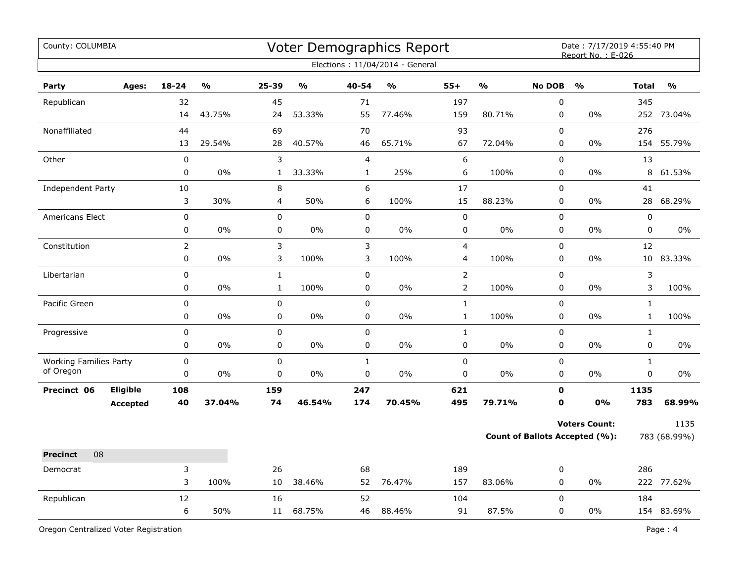County: COLUMBIA

# Voter Demographics Report

Date : 7/17/2019 4:55:40 PM
Report No. : E-026

Elections : 11/04/2014 - General

| Party | Ages: | 18-24 | % | 25-39 | % | 40-54 | % | 55+ | % | No DOB | % | Total | % |
|---|---|---|---|---|---|---|---|---|---|---|---|---|---|
| Republican | | 32 | | 45 | | 71 | | 197 | | 0 | | 345 | |
| | | 14 | 43.75% | 24 | 53.33% | 55 | 77.46% | 159 | 80.71% | 0 | 0% | 252 | 73.04% |
| Nonaffiliated | | 44 | | 69 | | 70 | | 93 | | 0 | | 276 | |
| | | 13 | 29.54% | 28 | 40.57% | 46 | 65.71% | 67 | 72.04% | 0 | 0% | 154 | 55.79% |
| Other | | 0 | | 3 | | 4 | | 6 | | 0 | | 13 | |
| | | 0 | 0% | 1 | 33.33% | 1 | 25% | 6 | 100% | 0 | 0% | 8 | 61.53% |
| Independent Party | | 10 | | 8 | | 6 | | 17 | | 0 | | 41 | |
| | | 3 | 30% | 4 | 50% | 6 | 100% | 15 | 88.23% | 0 | 0% | 28 | 68.29% |
| Americans Elect | | 0 | | 0 | | 0 | | 0 | | 0 | | 0 | |
| | | 0 | 0% | 0 | 0% | 0 | 0% | 0 | 0% | 0 | 0% | 0 | 0% |
| Constitution | | 2 | | 3 | | 3 | | 4 | | 0 | | 12 | |
| | | 0 | 0% | 3 | 100% | 3 | 100% | 4 | 100% | 0 | 0% | 10 | 83.33% |
| Libertarian | | 0 | | 1 | | 0 | | 2 | | 0 | | 3 | |
| | | 0 | 0% | 1 | 100% | 0 | 0% | 2 | 100% | 0 | 0% | 3 | 100% |
| Pacific Green | | 0 | | 0 | | 0 | | 1 | | 0 | | 1 | |
| | | 0 | 0% | 0 | 0% | 0 | 0% | 1 | 100% | 0 | 0% | 1 | 100% |
| Progressive | | 0 | | 0 | | 0 | | 1 | | 0 | | 1 | |
| | | 0 | 0% | 0 | 0% | 0 | 0% | 0 | 0% | 0 | 0% | 0 | 0% |
| Working Families Party of Oregon | | 0 | | 0 | | 1 | | 0 | | 0 | | 1 | |
| | | 0 | 0% | 0 | 0% | 0 | 0% | 0 | 0% | 0 | 0% | 0 | 0% |
| **Precinct 06** | **Eligible** | **108** | | **159** | | **247** | | **621** | | **0** | | **1135** | |
| | **Accepted** | **40** | **37.04%** | **74** | **46.54%** | **174** | **70.45%** | **495** | **79.71%** | **0** | **0%** | **783** | **68.99%** |

**Voters Count:** 1135

**Count of Ballots Accepted (%):** 783 (68.99%)

**Precinct** 08

| Party | Ages: | 18-24 | % | 25-39 | % | 40-54 | % | 55+ | % | No DOB | % | Total | % |
|---|---|---|---|---|---|---|---|---|---|---|---|---|---|
| Democrat | | 3 | | 26 | | 68 | | 189 | | 0 | | 286 | |
| | | 3 | 100% | 10 | 38.46% | 52 | 76.47% | 157 | 83.06% | 0 | 0% | 222 | 77.62% |
| Republican | | 12 | | 16 | | 52 | | 104 | | 0 | | 184 | |
| | | 6 | 50% | 11 | 68.75% | 46 | 88.46% | 91 | 87.5% | 0 | 0% | 154 | 83.69% |

Oregon Centralized Voter Registration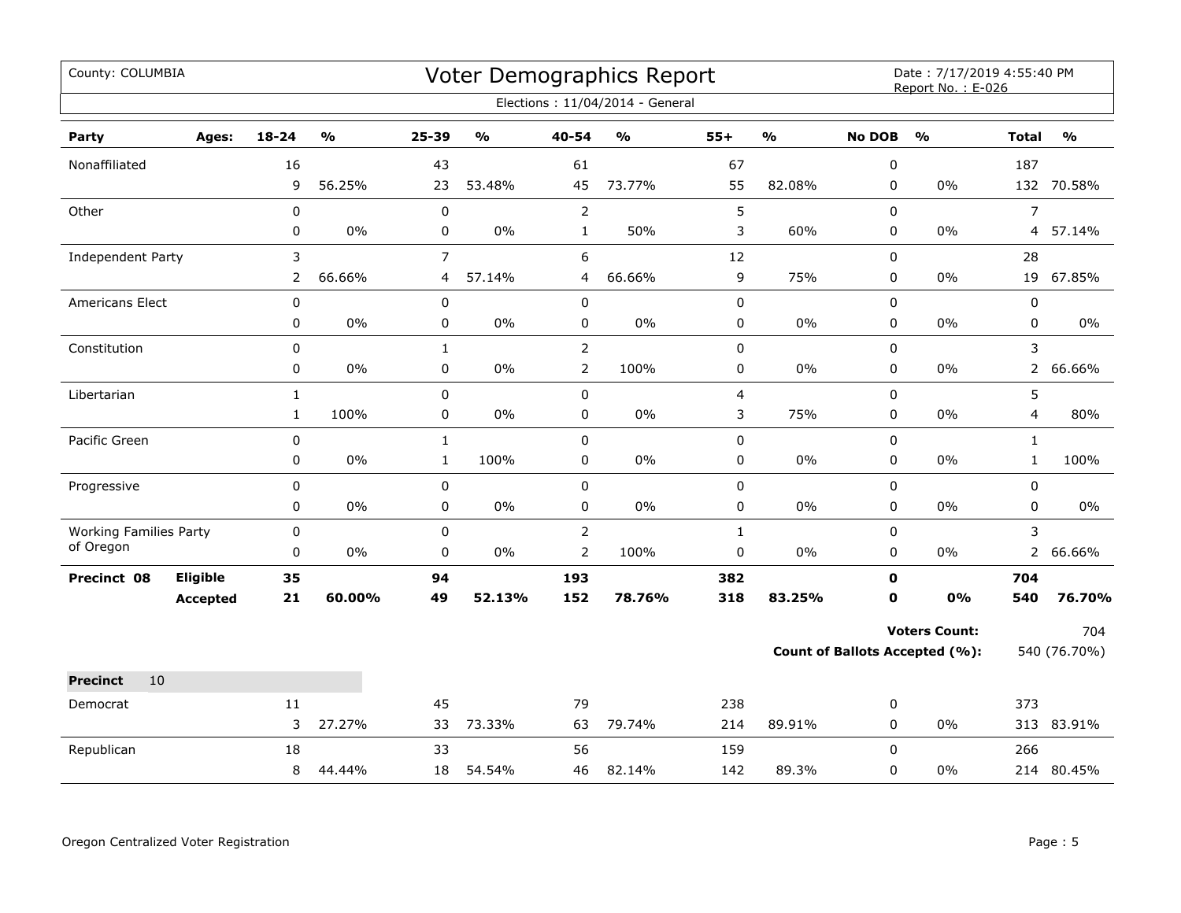County: COLUMBIA

# Voter Demographics Report

Date : 7/17/2019 4:55:40 PM
Report No. : E-026

Elections : 11/04/2014 - General

| Party | Ages: | 18-24 | % | 25-39 | % | 40-54 | % | 55+ | % | No DOB | % | Total | % |
|---|---|---|---|---|---|---|---|---|---|---|---|---|---|
| Nonaffiliated | | 16 | | 43 | | 61 | | 67 | | 0 | | 187 | |
| | | 9 | 56.25% | 23 | 53.48% | 45 | 73.77% | 55 | 82.08% | 0 | 0% | 132 | 70.58% |
| Other | | 0 | | 0 | | 2 | | 5 | | 0 | | 7 | |
| | | 0 | 0% | 0 | 0% | 1 | 50% | 3 | 60% | 0 | 0% | 4 | 57.14% |
| Independent Party | | 3 | | 7 | | 6 | | 12 | | 0 | | 28 | |
| | | 2 | 66.66% | 4 | 57.14% | 4 | 66.66% | 9 | 75% | 0 | 0% | 19 | 67.85% |
| Americans Elect | | 0 | | 0 | | 0 | | 0 | | 0 | | 0 | |
| | | 0 | 0% | 0 | 0% | 0 | 0% | 0 | 0% | 0 | 0% | 0 | 0% |
| Constitution | | 0 | | 1 | | 2 | | 0 | | 0 | | 3 | |
| | | 0 | 0% | 0 | 0% | 2 | 100% | 0 | 0% | 0 | 0% | 2 | 66.66% |
| Libertarian | | 1 | | 0 | | 0 | | 4 | | 0 | | 5 | |
| | | 1 | 100% | 0 | 0% | 0 | 0% | 3 | 75% | 0 | 0% | 4 | 80% |
| Pacific Green | | 0 | | 1 | | 0 | | 0 | | 0 | | 1 | |
| | | 0 | 0% | 1 | 100% | 0 | 0% | 0 | 0% | 0 | 0% | 1 | 100% |
| Progressive | | 0 | | 0 | | 0 | | 0 | | 0 | | 0 | |
| | | 0 | 0% | 0 | 0% | 0 | 0% | 0 | 0% | 0 | 0% | 0 | 0% |
| Working Families Party of Oregon | | 0 | | 0 | | 2 | | 1 | | 0 | | 3 | |
| | | 0 | 0% | 0 | 0% | 2 | 100% | 0 | 0% | 0 | 0% | 2 | 66.66% |
| **Precinct 08** | **Eligible** | **35** | | **94** | | **193** | | **382** | | **0** | | **704** | |
| | **Accepted** | **21** | **60.00%** | **49** | **52.13%** | **152** | **78.76%** | **318** | **83.25%** | **0** | **0%** | **540** | **76.70%** |

**Voters Count:** 704

**Count of Ballots Accepted (%):** 540 (76.70%)

**Precinct** 10

| Party | Ages: | 18-24 | % | 25-39 | % | 40-54 | % | 55+ | % | No DOB | % | Total | % |
|---|---|---|---|---|---|---|---|---|---|---|---|---|---|
| Democrat | | 11 | | 45 | | 79 | | 238 | | 0 | | 373 | |
| | | 3 | 27.27% | 33 | 73.33% | 63 | 79.74% | 214 | 89.91% | 0 | 0% | 313 | 83.91% |
| Republican | | 18 | | 33 | | 56 | | 159 | | 0 | | 266 | |
| | | 8 | 44.44% | 18 | 54.54% | 46 | 82.14% | 142 | 89.3% | 0 | 0% | 214 | 80.45% |

Oregon Centralized Voter Registration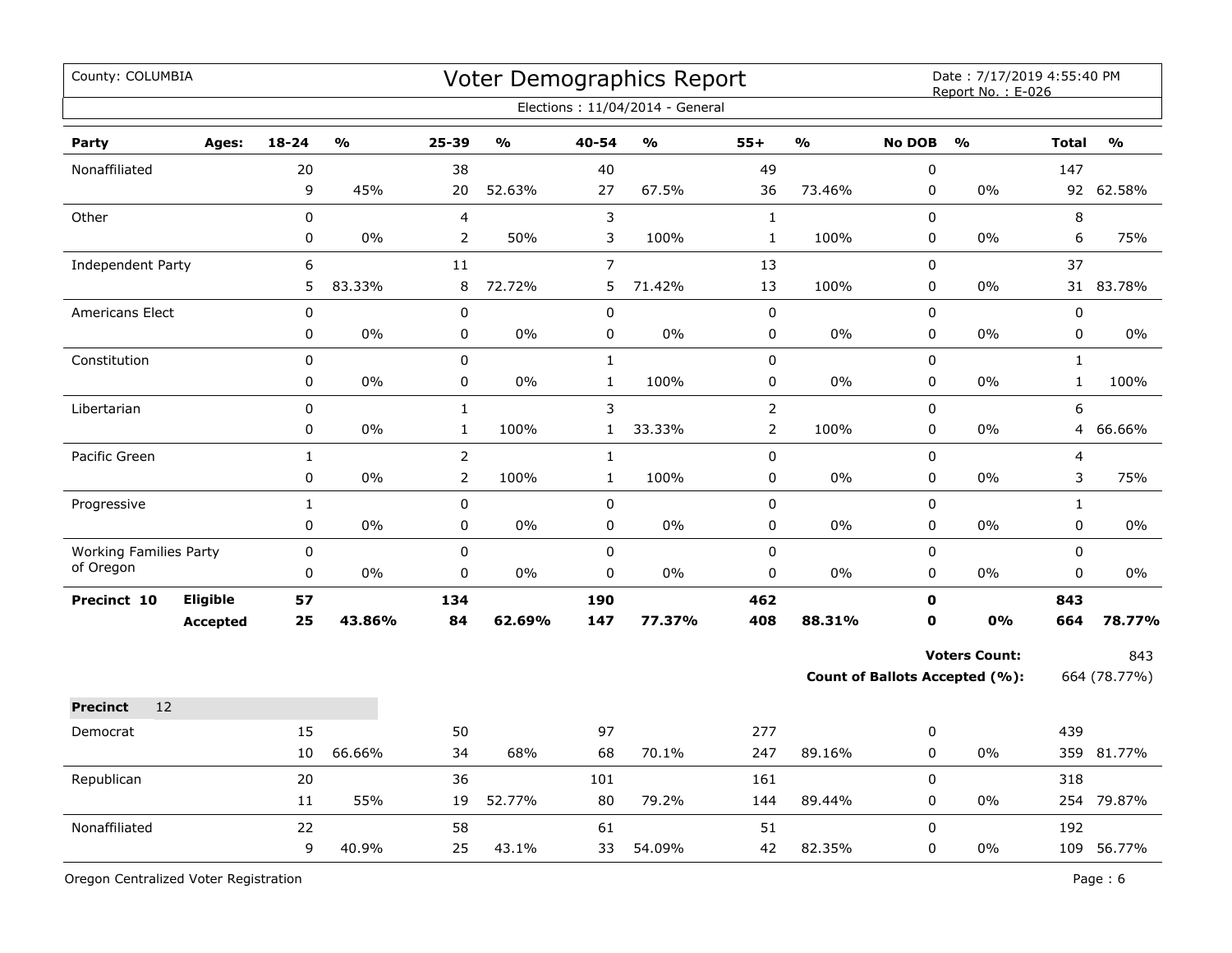County: COLUMBIA

# Voter Demographics Report

Date : 7/17/2019 4:55:40 PM
Report No. : E-026

Elections : 11/04/2014 - General

| Party | Ages: | 18-24 | % | 25-39 | % | 40-54 | % | 55+ | % | No DOB | % | Total | % |
|---|---|---|---|---|---|---|---|---|---|---|---|---|---|
| Nonaffiliated | | 20 | | 38 | | 40 | | 49 | | 0 | | 147 | |
| | | 9 | 45% | 20 | 52.63% | 27 | 67.5% | 36 | 73.46% | 0 | 0% | 92 | 62.58% |
| Other | | 0 | | 4 | | 3 | | 1 | | 0 | | 8 | |
| | | 0 | 0% | 2 | 50% | 3 | 100% | 1 | 100% | 0 | 0% | 6 | 75% |
| Independent Party | | 6 | | 11 | | 7 | | 13 | | 0 | | 37 | |
| | | 5 | 83.33% | 8 | 72.72% | 5 | 71.42% | 13 | 100% | 0 | 0% | 31 | 83.78% |
| Americans Elect | | 0 | | 0 | | 0 | | 0 | | 0 | | 0 | |
| | | 0 | 0% | 0 | 0% | 0 | 0% | 0 | 0% | 0 | 0% | 0 | 0% |
| Constitution | | 0 | | 0 | | 1 | | 0 | | 0 | | 1 | |
| | | 0 | 0% | 0 | 0% | 1 | 100% | 0 | 0% | 0 | 0% | 1 | 100% |
| Libertarian | | 0 | | 1 | | 3 | | 2 | | 0 | | 6 | |
| | | 0 | 0% | 1 | 100% | 1 | 33.33% | 2 | 100% | 0 | 0% | 4 | 66.66% |
| Pacific Green | | 1 | | 2 | | 1 | | 0 | | 0 | | 4 | |
| | | 0 | 0% | 2 | 100% | 1 | 100% | 0 | 0% | 0 | 0% | 3 | 75% |
| Progressive | | 1 | | 0 | | 0 | | 0 | | 0 | | 1 | |
| | | 0 | 0% | 0 | 0% | 0 | 0% | 0 | 0% | 0 | 0% | 0 | 0% |
| Working Families Party of Oregon | | 0 | | 0 | | 0 | | 0 | | 0 | | 0 | |
| | | 0 | 0% | 0 | 0% | 0 | 0% | 0 | 0% | 0 | 0% | 0 | 0% |
| **Precinct 10** | **Eligible** | **57** | | **134** | | **190** | | **462** | | **0** | | **843** | |
| | **Accepted** | **25** | **43.86%** | **84** | **62.69%** | **147** | **77.37%** | **408** | **88.31%** | **0** | **0%** | **664** | **78.77%** |

**Voters Count:** 843

**Count of Ballots Accepted (%):** 664 (78.77%)

| **Precinct** 12 | | 18-24 | % | 25-39 | % | 40-54 | % | 55+ | % | No DOB | % | Total | % |
|---|---|---|---|---|---|---|---|---|---|---|---|---|---|
| Democrat | | 15 | | 50 | | 97 | | 277 | | 0 | | 439 | |
| | | 10 | 66.66% | 34 | 68% | 68 | 70.1% | 247 | 89.16% | 0 | 0% | 359 | 81.77% |
| Republican | | 20 | | 36 | | 101 | | 161 | | 0 | | 318 | |
| | | 11 | 55% | 19 | 52.77% | 80 | 79.2% | 144 | 89.44% | 0 | 0% | 254 | 79.87% |
| Nonaffiliated | | 22 | | 58 | | 61 | | 51 | | 0 | | 192 | |
| | | 9 | 40.9% | 25 | 43.1% | 33 | 54.09% | 42 | 82.35% | 0 | 0% | 109 | 56.77% |

Oregon Centralized Voter Registration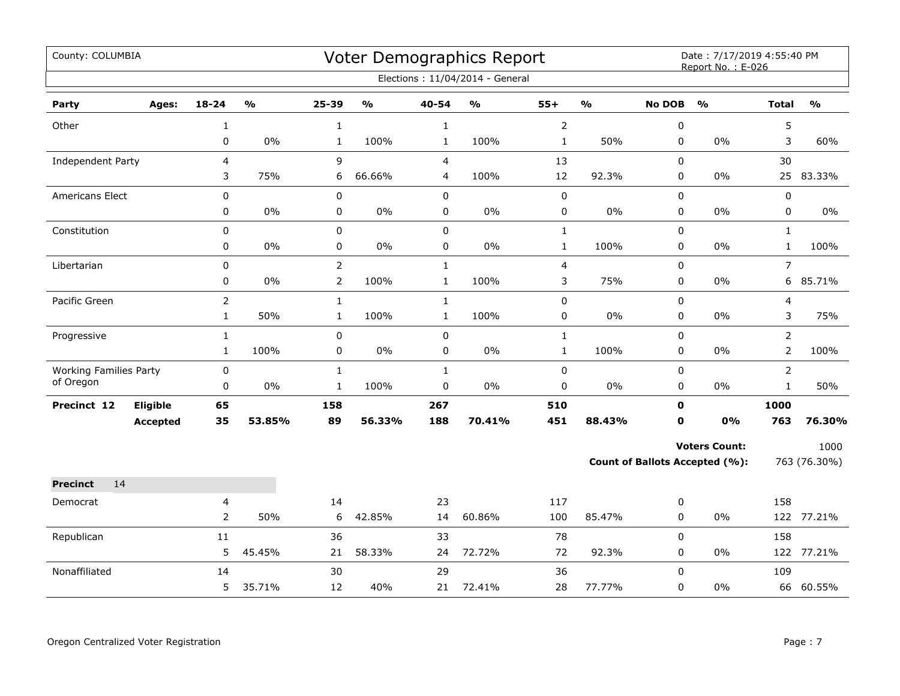County: COLUMBIA

# Voter Demographics Report

Date : 7/17/2019 4:55:40 PM
Report No. : E-026

Elections : 11/04/2014 - General

| Party | Ages: | 18-24 | % | 25-39 | % | 40-54 | % | 55+ | % | No DOB | % | Total | % |
|---|---|---|---|---|---|---|---|---|---|---|---|---|---|
| Other | | 1 | | 1 | | 1 | | 2 | | 0 | | 5 | |
| | | 0 | 0% | 1 | 100% | 1 | 100% | 1 | 50% | 0 | 0% | 3 | 60% |
| Independent Party | | 4 | | 9 | | 4 | | 13 | | 0 | | 30 | |
| | | 3 | 75% | 6 | 66.66% | 4 | 100% | 12 | 92.3% | 0 | 0% | 25 | 83.33% |
| Americans Elect | | 0 | | 0 | | 0 | | 0 | | 0 | | 0 | |
| | | 0 | 0% | 0 | 0% | 0 | 0% | 0 | 0% | 0 | 0% | 0 | 0% |
| Constitution | | 0 | | 0 | | 0 | | 1 | | 0 | | 1 | |
| | | 0 | 0% | 0 | 0% | 0 | 0% | 1 | 100% | 0 | 0% | 1 | 100% |
| Libertarian | | 0 | | 2 | | 1 | | 4 | | 0 | | 7 | |
| | | 0 | 0% | 2 | 100% | 1 | 100% | 3 | 75% | 0 | 0% | 6 | 85.71% |
| Pacific Green | | 2 | | 1 | | 1 | | 0 | | 0 | | 4 | |
| | | 1 | 50% | 1 | 100% | 1 | 100% | 0 | 0% | 0 | 0% | 3 | 75% |
| Progressive | | 1 | | 0 | | 0 | | 1 | | 0 | | 2 | |
| | | 1 | 100% | 0 | 0% | 0 | 0% | 1 | 100% | 0 | 0% | 2 | 100% |
| Working Families Party of Oregon | | 0 | | 1 | | 1 | | 0 | | 0 | | 2 | |
| | | 0 | 0% | 1 | 100% | 0 | 0% | 0 | 0% | 0 | 0% | 1 | 50% |
| **Precinct 12** | **Eligible** | **65** | | **158** | | **267** | | **510** | | **0** | | **1000** | |
| | **Accepted** | **35** | **53.85%** | **89** | **56.33%** | **188** | **70.41%** | **451** | **88.43%** | **0** | **0%** | **763** | **76.30%** |

**Voters Count:** 1000

**Count of Ballots Accepted (%):** 763 (76.30%)

**Precinct** 14

| Party | Ages: | 18-24 | % | 25-39 | % | 40-54 | % | 55+ | % | No DOB | % | Total | % |
|---|---|---|---|---|---|---|---|---|---|---|---|---|---|
| Democrat | | 4 | | 14 | | 23 | | 117 | | 0 | | 158 | |
| | | 2 | 50% | 6 | 42.85% | 14 | 60.86% | 100 | 85.47% | 0 | 0% | 122 | 77.21% |
| Republican | | 11 | | 36 | | 33 | | 78 | | 0 | | 158 | |
| | | 5 | 45.45% | 21 | 58.33% | 24 | 72.72% | 72 | 92.3% | 0 | 0% | 122 | 77.21% |
| Nonaffiliated | | 14 | | 30 | | 29 | | 36 | | 0 | | 109 | |
| | | 5 | 35.71% | 12 | 40% | 21 | 72.41% | 28 | 77.77% | 0 | 0% | 66 | 60.55% |

Oregon Centralized Voter Registration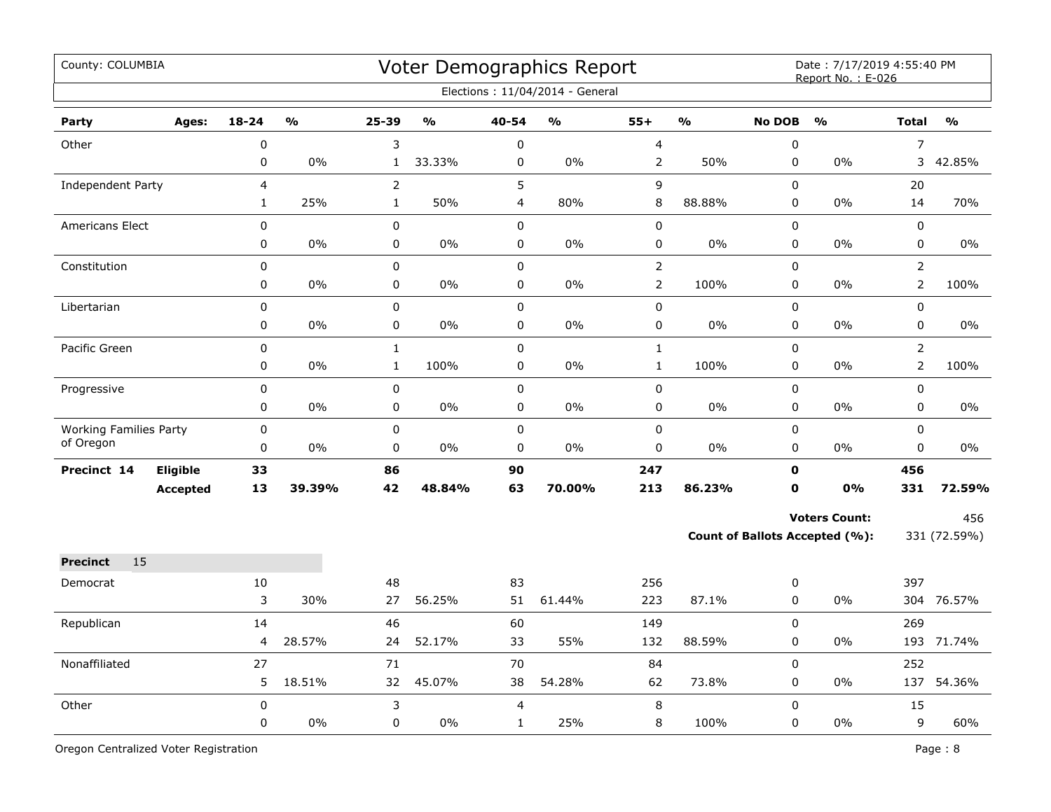County: COLUMBIA

# Voter Demographics Report

Date : 7/17/2019 4:55:40 PM
Report No. : E-026

Elections : 11/04/2014 - General

| Party | Ages: | 18-24 | % | 25-39 | % | 40-54 | % | 55+ | % | No DOB | % | Total | % |
|---|---|---|---|---|---|---|---|---|---|---|---|---|---|
| Other | | 0 | | 3 | | 0 | | 4 | | 0 | | 7 | |
| | | 0 | 0% | 1 | 33.33% | 0 | 0% | 2 | 50% | 0 | 0% | 3 | 42.85% |
| Independent Party | | 4 | | 2 | | 5 | | 9 | | 0 | | 20 | |
| | | 1 | 25% | 1 | 50% | 4 | 80% | 8 | 88.88% | 0 | 0% | 14 | 70% |
| Americans Elect | | 0 | | 0 | | 0 | | 0 | | 0 | | 0 | |
| | | 0 | 0% | 0 | 0% | 0 | 0% | 0 | 0% | 0 | 0% | 0 | 0% |
| Constitution | | 0 | | 0 | | 0 | | 2 | | 0 | | 2 | |
| | | 0 | 0% | 0 | 0% | 0 | 0% | 2 | 100% | 0 | 0% | 2 | 100% |
| Libertarian | | 0 | | 0 | | 0 | | 0 | | 0 | | 0 | |
| | | 0 | 0% | 0 | 0% | 0 | 0% | 0 | 0% | 0 | 0% | 0 | 0% |
| Pacific Green | | 0 | | 1 | | 0 | | 1 | | 0 | | 2 | |
| | | 0 | 0% | 1 | 100% | 0 | 0% | 1 | 100% | 0 | 0% | 2 | 100% |
| Progressive | | 0 | | 0 | | 0 | | 0 | | 0 | | 0 | |
| | | 0 | 0% | 0 | 0% | 0 | 0% | 0 | 0% | 0 | 0% | 0 | 0% |
| Working Families Party of Oregon | | 0 | | 0 | | 0 | | 0 | | 0 | | 0 | |
| | | 0 | 0% | 0 | 0% | 0 | 0% | 0 | 0% | 0 | 0% | 0 | 0% |
| **Precinct 14** | **Eligible** | **33** | | **86** | | **90** | | **247** | | **0** | | **456** | |
| | **Accepted** | **13** | **39.39%** | **42** | **48.84%** | **63** | **70.00%** | **213** | **86.23%** | **0** | **0%** | **331** | **72.59%** |

**Voters Count:** 456

**Count of Ballots Accepted (%):** 331 (72.59%)

**Precinct** 15

| Party | Ages: | 18-24 | % | 25-39 | % | 40-54 | % | 55+ | % | No DOB | % | Total | % |
|---|---|---|---|---|---|---|---|---|---|---|---|---|---|
| Democrat | | 10 | | 48 | | 83 | | 256 | | 0 | | 397 | |
| | | 3 | 30% | 27 | 56.25% | 51 | 61.44% | 223 | 87.1% | 0 | 0% | 304 | 76.57% |
| Republican | | 14 | | 46 | | 60 | | 149 | | 0 | | 269 | |
| | | 4 | 28.57% | 24 | 52.17% | 33 | 55% | 132 | 88.59% | 0 | 0% | 193 | 71.74% |
| Nonaffiliated | | 27 | | 71 | | 70 | | 84 | | 0 | | 252 | |
| | | 5 | 18.51% | 32 | 45.07% | 38 | 54.28% | 62 | 73.8% | 0 | 0% | 137 | 54.36% |
| Other | | 0 | | 3 | | 4 | | 8 | | 0 | | 15 | |
| | | 0 | 0% | 0 | 0% | 1 | 25% | 8 | 100% | 0 | 0% | 9 | 60% |

Oregon Centralized Voter Registration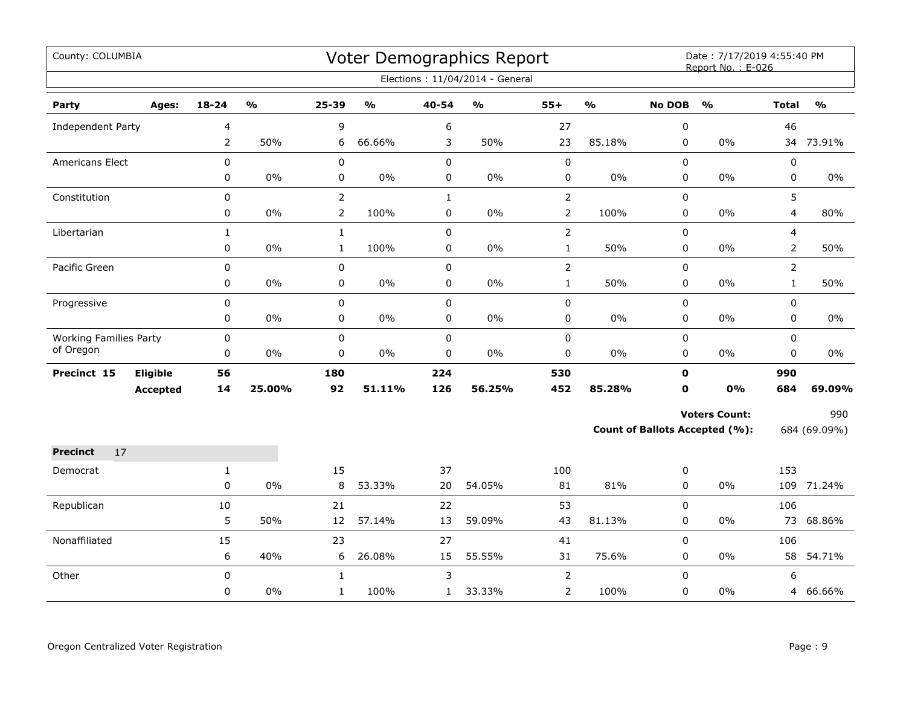County: COLUMBIA

# Voter Demographics Report

Date : 7/17/2019 4:55:40 PM
Report No. : E-026

Elections : 11/04/2014 - General

| Party | Ages: | 18-24 | % | 25-39 | % | 40-54 | % | 55+ | % | No DOB | % | Total | % |
|---|---|---|---|---|---|---|---|---|---|---|---|---|---|
| Independent Party | | 4 | | 9 | | 6 | | 27 | | 0 | | 46 | |
| | | 2 | 50% | 6 | 66.66% | 3 | 50% | 23 | 85.18% | 0 | 0% | 34 | 73.91% |
| Americans Elect | | 0 | | 0 | | 0 | | 0 | | 0 | | 0 | |
| | | 0 | 0% | 0 | 0% | 0 | 0% | 0 | 0% | 0 | 0% | 0 | 0% |
| Constitution | | 0 | | 2 | | 1 | | 2 | | 0 | | 5 | |
| | | 0 | 0% | 2 | 100% | 0 | 0% | 2 | 100% | 0 | 0% | 4 | 80% |
| Libertarian | | 1 | | 1 | | 0 | | 2 | | 0 | | 4 | |
| | | 0 | 0% | 1 | 100% | 0 | 0% | 1 | 50% | 0 | 0% | 2 | 50% |
| Pacific Green | | 0 | | 0 | | 0 | | 2 | | 0 | | 2 | |
| | | 0 | 0% | 0 | 0% | 0 | 0% | 1 | 50% | 0 | 0% | 1 | 50% |
| Progressive | | 0 | | 0 | | 0 | | 0 | | 0 | | 0 | |
| | | 0 | 0% | 0 | 0% | 0 | 0% | 0 | 0% | 0 | 0% | 0 | 0% |
| Working Families Party of Oregon | | 0 | | 0 | | 0 | | 0 | | 0 | | 0 | |
| | | 0 | 0% | 0 | 0% | 0 | 0% | 0 | 0% | 0 | 0% | 0 | 0% |
| **Precinct 15** | **Eligible** | **56** | | **180** | | **224** | | **530** | | **0** | | **990** | |
| | **Accepted** | **14** | **25.00%** | **92** | **51.11%** | **126** | **56.25%** | **452** | **85.28%** | **0** | **0%** | **684** | **69.09%** |

**Voters Count:** 990

**Count of Ballots Accepted (%):** 684 (69.09%)

**Precinct** 17

| Party | Ages: | 18-24 | % | 25-39 | % | 40-54 | % | 55+ | % | No DOB | % | Total | % |
|---|---|---|---|---|---|---|---|---|---|---|---|---|---|
| Democrat | | 1 | | 15 | | 37 | | 100 | | 0 | | 153 | |
| | | 0 | 0% | 8 | 53.33% | 20 | 54.05% | 81 | 81% | 0 | 0% | 109 | 71.24% |
| Republican | | 10 | | 21 | | 22 | | 53 | | 0 | | 106 | |
| | | 5 | 50% | 12 | 57.14% | 13 | 59.09% | 43 | 81.13% | 0 | 0% | 73 | 68.86% |
| Nonaffiliated | | 15 | | 23 | | 27 | | 41 | | 0 | | 106 | |
| | | 6 | 40% | 6 | 26.08% | 15 | 55.55% | 31 | 75.6% | 0 | 0% | 58 | 54.71% |
| Other | | 0 | | 1 | | 3 | | 2 | | 0 | | 6 | |
| | | 0 | 0% | 1 | 100% | 1 | 33.33% | 2 | 100% | 0 | 0% | 4 | 66.66% |

Oregon Centralized Voter Registration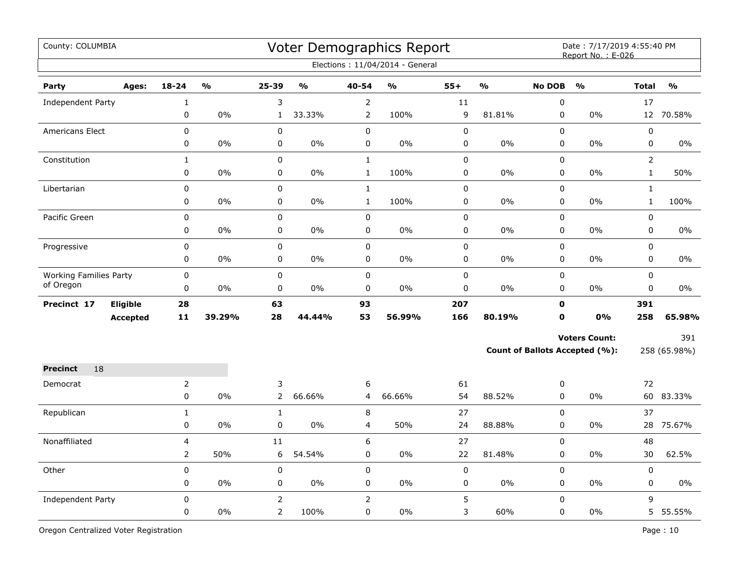County: COLUMBIA

# Voter Demographics Report

Date : 7/17/2019 4:55:40 PM
Report No. : E-026

Elections : 11/04/2014 - General

| Party | Ages: | 18-24 | % | 25-39 | % | 40-54 | % | 55+ | % | No DOB | % | Total | % |
|---|---|---|---|---|---|---|---|---|---|---|---|---|---|
| Independent Party | | 1 | | 3 | | 2 | | 11 | | 0 | | 17 | |
| | | 0 | 0% | 1 | 33.33% | 2 | 100% | 9 | 81.81% | 0 | 0% | 12 | 70.58% |
| Americans Elect | | 0 | | 0 | | 0 | | 0 | | 0 | | 0 | |
| | | 0 | 0% | 0 | 0% | 0 | 0% | 0 | 0% | 0 | 0% | 0 | 0% |
| Constitution | | 1 | | 0 | | 1 | | 0 | | 0 | | 2 | |
| | | 0 | 0% | 0 | 0% | 1 | 100% | 0 | 0% | 0 | 0% | 1 | 50% |
| Libertarian | | 0 | | 0 | | 1 | | 0 | | 0 | | 1 | |
| | | 0 | 0% | 0 | 0% | 1 | 100% | 0 | 0% | 0 | 0% | 1 | 100% |
| Pacific Green | | 0 | | 0 | | 0 | | 0 | | 0 | | 0 | |
| | | 0 | 0% | 0 | 0% | 0 | 0% | 0 | 0% | 0 | 0% | 0 | 0% |
| Progressive | | 0 | | 0 | | 0 | | 0 | | 0 | | 0 | |
| | | 0 | 0% | 0 | 0% | 0 | 0% | 0 | 0% | 0 | 0% | 0 | 0% |
| Working Families Party of Oregon | | 0 | | 0 | | 0 | | 0 | | 0 | | 0 | |
| | | 0 | 0% | 0 | 0% | 0 | 0% | 0 | 0% | 0 | 0% | 0 | 0% |
| **Precinct 17** | **Eligible** | **28** | | **63** | | **93** | | **207** | | **0** | | **391** | |
| | **Accepted** | **11** | **39.29%** | **28** | **44.44%** | **53** | **56.99%** | **166** | **80.19%** | **0** | **0%** | **258** | **65.98%** |

**Voters Count:** 391

**Count of Ballots Accepted (%):** 258 (65.98%)

**Precinct** 18

| Party | Ages: | 18-24 | % | 25-39 | % | 40-54 | % | 55+ | % | No DOB | % | Total | % |
|---|---|---|---|---|---|---|---|---|---|---|---|---|---|
| Democrat | | 2 | | 3 | | 6 | | 61 | | 0 | | 72 | |
| | | 0 | 0% | 2 | 66.66% | 4 | 66.66% | 54 | 88.52% | 0 | 0% | 60 | 83.33% |
| Republican | | 1 | | 1 | | 8 | | 27 | | 0 | | 37 | |
| | | 0 | 0% | 0 | 0% | 4 | 50% | 24 | 88.88% | 0 | 0% | 28 | 75.67% |
| Nonaffiliated | | 4 | | 11 | | 6 | | 27 | | 0 | | 48 | |
| | | 2 | 50% | 6 | 54.54% | 0 | 0% | 22 | 81.48% | 0 | 0% | 30 | 62.5% |
| Other | | 0 | | 0 | | 0 | | 0 | | 0 | | 0 | |
| | | 0 | 0% | 0 | 0% | 0 | 0% | 0 | 0% | 0 | 0% | 0 | 0% |
| Independent Party | | 0 | | 2 | | 2 | | 5 | | 0 | | 9 | |
| | | 0 | 0% | 2 | 100% | 0 | 0% | 3 | 60% | 0 | 0% | 5 | 55.55% |

Oregon Centralized Voter Registration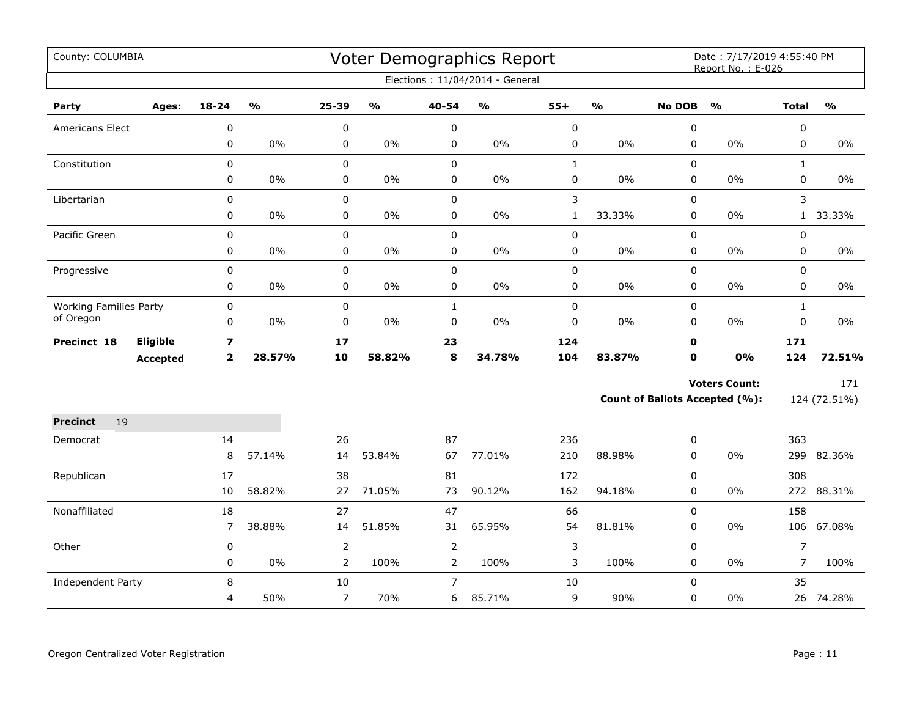County: COLUMBIA

# Voter Demographics Report

Date : 7/17/2019 4:55:40 PM
Report No. : E-026

Elections : 11/04/2014 - General

| Party | Ages: | 18-24 | % | 25-39 | % | 40-54 | % | 55+ | % | No DOB | % | Total | % |
|---|---|---|---|---|---|---|---|---|---|---|---|---|---|
| Americans Elect | | 0 | | 0 | | 0 | | 0 | | 0 | | 0 | |
| | | 0 | 0% | 0 | 0% | 0 | 0% | 0 | 0% | 0 | 0% | 0 | 0% |
| Constitution | | 0 | | 0 | | 0 | | 1 | | 0 | | 1 | |
| | | 0 | 0% | 0 | 0% | 0 | 0% | 0 | 0% | 0 | 0% | 0 | 0% |
| Libertarian | | 0 | | 0 | | 0 | | 3 | | 0 | | 3 | |
| | | 0 | 0% | 0 | 0% | 0 | 0% | 1 | 33.33% | 0 | 0% | 1 | 33.33% |
| Pacific Green | | 0 | | 0 | | 0 | | 0 | | 0 | | 0 | |
| | | 0 | 0% | 0 | 0% | 0 | 0% | 0 | 0% | 0 | 0% | 0 | 0% |
| Progressive | | 0 | | 0 | | 0 | | 0 | | 0 | | 0 | |
| | | 0 | 0% | 0 | 0% | 0 | 0% | 0 | 0% | 0 | 0% | 0 | 0% |
| Working Families Party of Oregon | | 0 | | 0 | | 1 | | 0 | | 0 | | 1 | |
| | | 0 | 0% | 0 | 0% | 0 | 0% | 0 | 0% | 0 | 0% | 0 | 0% |
| **Precinct 18** | **Eligible** | **7** | | **17** | | **23** | | **124** | | **0** | | **171** | |
| | **Accepted** | **2** | **28.57%** | **10** | **58.82%** | **8** | **34.78%** | **104** | **83.87%** | **0** | **0%** | **124** | **72.51%** |

**Voters Count:** 171

**Count of Ballots Accepted (%):** 124 (72.51%)

**Precinct** 19

| Party | 18-24 | % | 25-39 | % | 40-54 | % | 55+ | % | No DOB | % | Total | % |
|---|---|---|---|---|---|---|---|---|---|---|---|---|
| Democrat | 14 | | 26 | | 87 | | 236 | | 0 | | 363 | |
| | 8 | 57.14% | 14 | 53.84% | 67 | 77.01% | 210 | 88.98% | 0 | 0% | 299 | 82.36% |
| Republican | 17 | | 38 | | 81 | | 172 | | 0 | | 308 | |
| | 10 | 58.82% | 27 | 71.05% | 73 | 90.12% | 162 | 94.18% | 0 | 0% | 272 | 88.31% |
| Nonaffiliated | 18 | | 27 | | 47 | | 66 | | 0 | | 158 | |
| | 7 | 38.88% | 14 | 51.85% | 31 | 65.95% | 54 | 81.81% | 0 | 0% | 106 | 67.08% |
| Other | 0 | | 2 | | 2 | | 3 | | 0 | | 7 | |
| | 0 | 0% | 2 | 100% | 2 | 100% | 3 | 100% | 0 | 0% | 7 | 100% |
| Independent Party | 8 | | 10 | | 7 | | 10 | | 0 | | 35 | |
| | 4 | 50% | 7 | 70% | 6 | 85.71% | 9 | 90% | 0 | 0% | 26 | 74.28% |

Oregon Centralized Voter Registration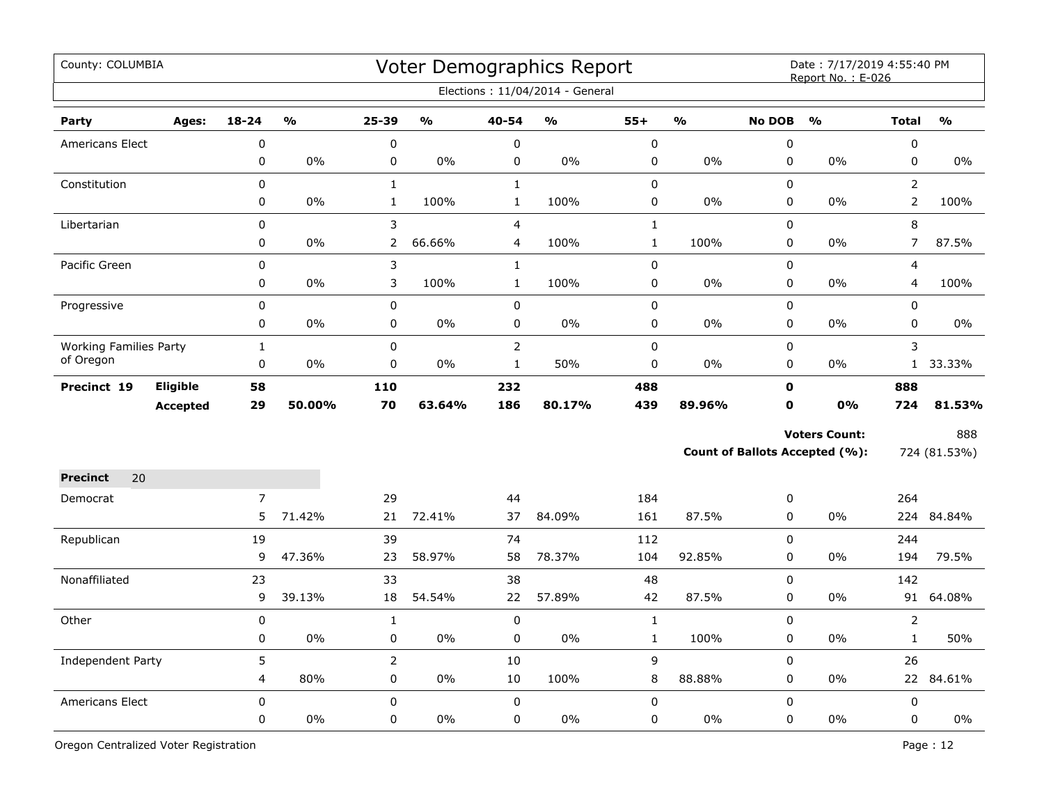County: COLUMBIA

# Voter Demographics Report

Elections : 11/04/2014 - General

Date : 7/17/2019 4:55:40 PM
Report No. : E-026

| Party | Ages: | 18-24 | % | 25-39 | % | 40-54 | % | 55+ | % | No DOB | % | Total | % |
|---|---|---|---|---|---|---|---|---|---|---|---|---|---|
| Americans Elect | | 0 | | 0 | | 0 | | 0 | | 0 | | 0 | |
| | | 0 | 0% | 0 | 0% | 0 | 0% | 0 | 0% | 0 | 0% | 0 | 0% |
| Constitution | | 0 | | 1 | | 1 | | 0 | | 0 | | 2 | |
| | | 0 | 0% | 1 | 100% | 1 | 100% | 0 | 0% | 0 | 0% | 2 | 100% |
| Libertarian | | 0 | | 3 | | 4 | | 1 | | 0 | | 8 | |
| | | 0 | 0% | 2 | 66.66% | 4 | 100% | 1 | 100% | 0 | 0% | 7 | 87.5% |
| Pacific Green | | 0 | | 3 | | 1 | | 0 | | 0 | | 4 | |
| | | 0 | 0% | 3 | 100% | 1 | 100% | 0 | 0% | 0 | 0% | 4 | 100% |
| Progressive | | 0 | | 0 | | 0 | | 0 | | 0 | | 0 | |
| | | 0 | 0% | 0 | 0% | 0 | 0% | 0 | 0% | 0 | 0% | 0 | 0% |
| Working Families Party of Oregon | | 1 | | 0 | | 2 | | 0 | | 0 | | 3 | |
| | | 0 | 0% | 0 | 0% | 1 | 50% | 0 | 0% | 0 | 0% | 1 | 33.33% |
| **Precinct 19** | **Eligible** | **58** | | **110** | | **232** | | **488** | | **0** | | **888** | |
| | **Accepted** | **29** | **50.00%** | **70** | **63.64%** | **186** | **80.17%** | **439** | **89.96%** | **0** | **0%** | **724** | **81.53%** |

**Voters Count:** 888

**Count of Ballots Accepted (%):** 724 (81.53%)

**Precinct** 20

| Party | Ages: | 18-24 | % | 25-39 | % | 40-54 | % | 55+ | % | No DOB | % | Total | % |
|---|---|---|---|---|---|---|---|---|---|---|---|---|---|
| Democrat | | 7 | | 29 | | 44 | | 184 | | 0 | | 264 | |
| | | 5 | 71.42% | 21 | 72.41% | 37 | 84.09% | 161 | 87.5% | 0 | 0% | 224 | 84.84% |
| Republican | | 19 | | 39 | | 74 | | 112 | | 0 | | 244 | |
| | | 9 | 47.36% | 23 | 58.97% | 58 | 78.37% | 104 | 92.85% | 0 | 0% | 194 | 79.5% |
| Nonaffiliated | | 23 | | 33 | | 38 | | 48 | | 0 | | 142 | |
| | | 9 | 39.13% | 18 | 54.54% | 22 | 57.89% | 42 | 87.5% | 0 | 0% | 91 | 64.08% |
| Other | | 0 | | 1 | | 0 | | 1 | | 0 | | 2 | |
| | | 0 | 0% | 0 | 0% | 0 | 0% | 1 | 100% | 0 | 0% | 1 | 50% |
| Independent Party | | 5 | | 2 | | 10 | | 9 | | 0 | | 26 | |
| | | 4 | 80% | 0 | 0% | 10 | 100% | 8 | 88.88% | 0 | 0% | 22 | 84.61% |
| Americans Elect | | 0 | | 0 | | 0 | | 0 | | 0 | | 0 | |
| | | 0 | 0% | 0 | 0% | 0 | 0% | 0 | 0% | 0 | 0% | 0 | 0% |

Oregon Centralized Voter Registration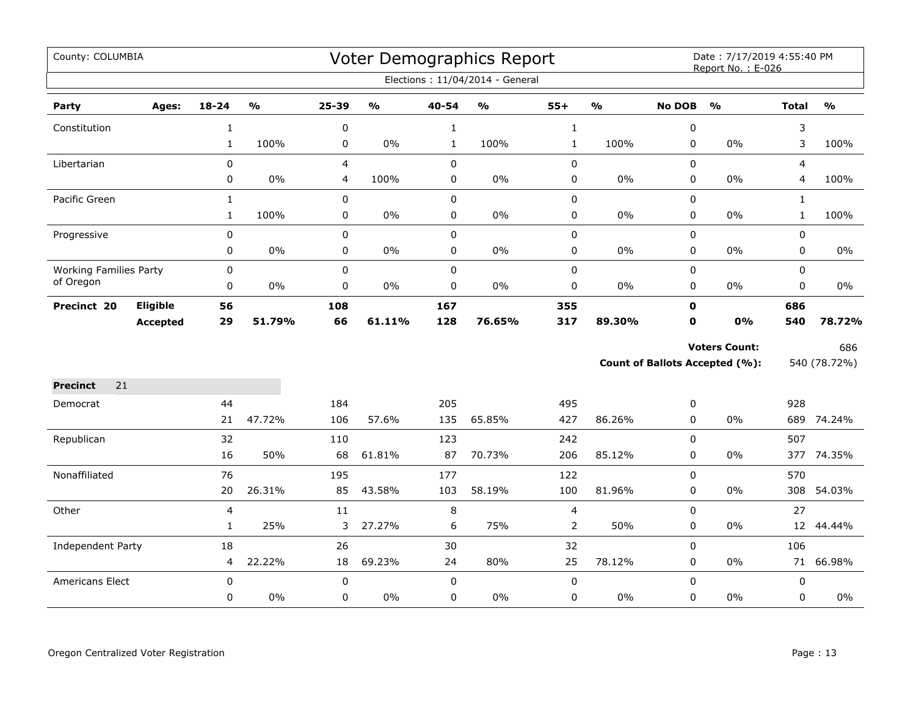County: COLUMBIA

# Voter Demographics Report

Date : 7/17/2019 4:55:40 PM
Report No. : E-026

Elections : 11/04/2014 - General

| Party | Ages: | 18-24 | % | 25-39 | % | 40-54 | % | 55+ | % | No DOB | % | Total | % |
|---|---|---|---|---|---|---|---|---|---|---|---|---|---|
| Constitution | | 1 | | 0 | | 1 | | 1 | | 0 | | 3 | |
| | | 1 | 100% | 0 | 0% | 1 | 100% | 1 | 100% | 0 | 0% | 3 | 100% |
| Libertarian | | 0 | | 4 | | 0 | | 0 | | 0 | | 4 | |
| | | 0 | 0% | 4 | 100% | 0 | 0% | 0 | 0% | 0 | 0% | 4 | 100% |
| Pacific Green | | 1 | | 0 | | 0 | | 0 | | 0 | | 1 | |
| | | 1 | 100% | 0 | 0% | 0 | 0% | 0 | 0% | 0 | 0% | 1 | 100% |
| Progressive | | 0 | | 0 | | 0 | | 0 | | 0 | | 0 | |
| | | 0 | 0% | 0 | 0% | 0 | 0% | 0 | 0% | 0 | 0% | 0 | 0% |
| Working Families Party of Oregon | | 0 | | 0 | | 0 | | 0 | | 0 | | 0 | |
| | | 0 | 0% | 0 | 0% | 0 | 0% | 0 | 0% | 0 | 0% | 0 | 0% |
| **Precinct 20** | **Eligible** | **56** | | **108** | | **167** | | **355** | | **0** | | **686** | |
| | **Accepted** | **29** | **51.79%** | **66** | **61.11%** | **128** | **76.65%** | **317** | **89.30%** | **0** | **0%** | **540** | **78.72%** |

**Voters Count:** 686

**Count of Ballots Accepted (%):** 540 (78.72%)

**Precinct** 21

| Party | 18-24 | % | 25-39 | % | 40-54 | % | 55+ | % | No DOB | % | Total | % |
|---|---|---|---|---|---|---|---|---|---|---|---|---|
| Democrat | 44 | | 184 | | 205 | | 495 | | 0 | | 928 | |
| | 21 | 47.72% | 106 | 57.6% | 135 | 65.85% | 427 | 86.26% | 0 | 0% | 689 | 74.24% |
| Republican | 32 | | 110 | | 123 | | 242 | | 0 | | 507 | |
| | 16 | 50% | 68 | 61.81% | 87 | 70.73% | 206 | 85.12% | 0 | 0% | 377 | 74.35% |
| Nonaffiliated | 76 | | 195 | | 177 | | 122 | | 0 | | 570 | |
| | 20 | 26.31% | 85 | 43.58% | 103 | 58.19% | 100 | 81.96% | 0 | 0% | 308 | 54.03% |
| Other | 4 | | 11 | | 8 | | 4 | | 0 | | 27 | |
| | 1 | 25% | 3 | 27.27% | 6 | 75% | 2 | 50% | 0 | 0% | 12 | 44.44% |
| Independent Party | 18 | | 26 | | 30 | | 32 | | 0 | | 106 | |
| | 4 | 22.22% | 18 | 69.23% | 24 | 80% | 25 | 78.12% | 0 | 0% | 71 | 66.98% |
| Americans Elect | 0 | | 0 | | 0 | | 0 | | 0 | | 0 | |
| | 0 | 0% | 0 | 0% | 0 | 0% | 0 | 0% | 0 | 0% | 0 | 0% |

Oregon Centralized Voter Registration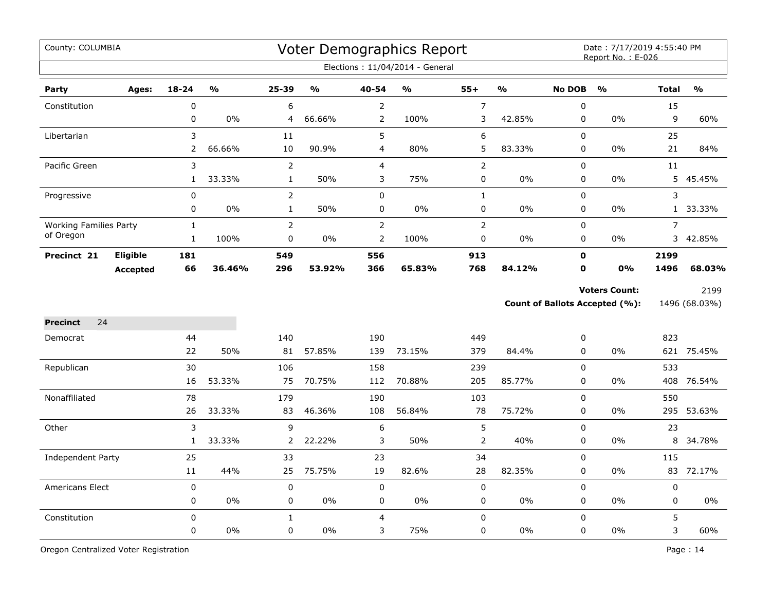County: COLUMBIA

# Voter Demographics Report

Date : 7/17/2019 4:55:40 PM
Report No. : E-026

Elections : 11/04/2014 - General

| Party | Ages: | 18-24 | % | 25-39 | % | 40-54 | % | 55+ | % | No DOB | % | Total | % |
|---|---|---|---|---|---|---|---|---|---|---|---|---|---|
| Constitution | | 0 | | 6 | | 2 | | 7 | | 0 | | 15 | |
| | | 0 | 0% | 4 | 66.66% | 2 | 100% | 3 | 42.85% | 0 | 0% | 9 | 60% |
| Libertarian | | 3 | | 11 | | 5 | | 6 | | 0 | | 25 | |
| | | 2 | 66.66% | 10 | 90.9% | 4 | 80% | 5 | 83.33% | 0 | 0% | 21 | 84% |
| Pacific Green | | 3 | | 2 | | 4 | | 2 | | 0 | | 11 | |
| | | 1 | 33.33% | 1 | 50% | 3 | 75% | 0 | 0% | 0 | 0% | 5 | 45.45% |
| Progressive | | 0 | | 2 | | 0 | | 1 | | 0 | | 3 | |
| | | 0 | 0% | 1 | 50% | 0 | 0% | 0 | 0% | 0 | 0% | 1 | 33.33% |
| Working Families Party of Oregon | | 1 | | 2 | | 2 | | 2 | | 0 | | 7 | |
| | | 1 | 100% | 0 | 0% | 2 | 100% | 0 | 0% | 0 | 0% | 3 | 42.85% |
| **Precinct 21** | **Eligible** | **181** | | **549** | | **556** | | **913** | | **0** | | **2199** | |
| | **Accepted** | **66** | **36.46%** | **296** | **53.92%** | **366** | **65.83%** | **768** | **84.12%** | **0** | **0%** | **1496** | **68.03%** |

**Voters Count:** 2199

**Count of Ballots Accepted (%):** 1496 (68.03%)

**Precinct** 24

| Party | Ages: | 18-24 | % | 25-39 | % | 40-54 | % | 55+ | % | No DOB | % | Total | % |
|---|---|---|---|---|---|---|---|---|---|---|---|---|---|
| Democrat | | 44 | | 140 | | 190 | | 449 | | 0 | | 823 | |
| | | 22 | 50% | 81 | 57.85% | 139 | 73.15% | 379 | 84.4% | 0 | 0% | 621 | 75.45% |
| Republican | | 30 | | 106 | | 158 | | 239 | | 0 | | 533 | |
| | | 16 | 53.33% | 75 | 70.75% | 112 | 70.88% | 205 | 85.77% | 0 | 0% | 408 | 76.54% |
| Nonaffiliated | | 78 | | 179 | | 190 | | 103 | | 0 | | 550 | |
| | | 26 | 33.33% | 83 | 46.36% | 108 | 56.84% | 78 | 75.72% | 0 | 0% | 295 | 53.63% |
| Other | | 3 | | 9 | | 6 | | 5 | | 0 | | 23 | |
| | | 1 | 33.33% | 2 | 22.22% | 3 | 50% | 2 | 40% | 0 | 0% | 8 | 34.78% |
| Independent Party | | 25 | | 33 | | 23 | | 34 | | 0 | | 115 | |
| | | 11 | 44% | 25 | 75.75% | 19 | 82.6% | 28 | 82.35% | 0 | 0% | 83 | 72.17% |
| Americans Elect | | 0 | | 0 | | 0 | | 0 | | 0 | | 0 | |
| | | 0 | 0% | 0 | 0% | 0 | 0% | 0 | 0% | 0 | 0% | 0 | 0% |
| Constitution | | 0 | | 1 | | 4 | | 0 | | 0 | | 5 | |
| | | 0 | 0% | 0 | 0% | 3 | 75% | 0 | 0% | 0 | 0% | 3 | 60% |

Oregon Centralized Voter Registration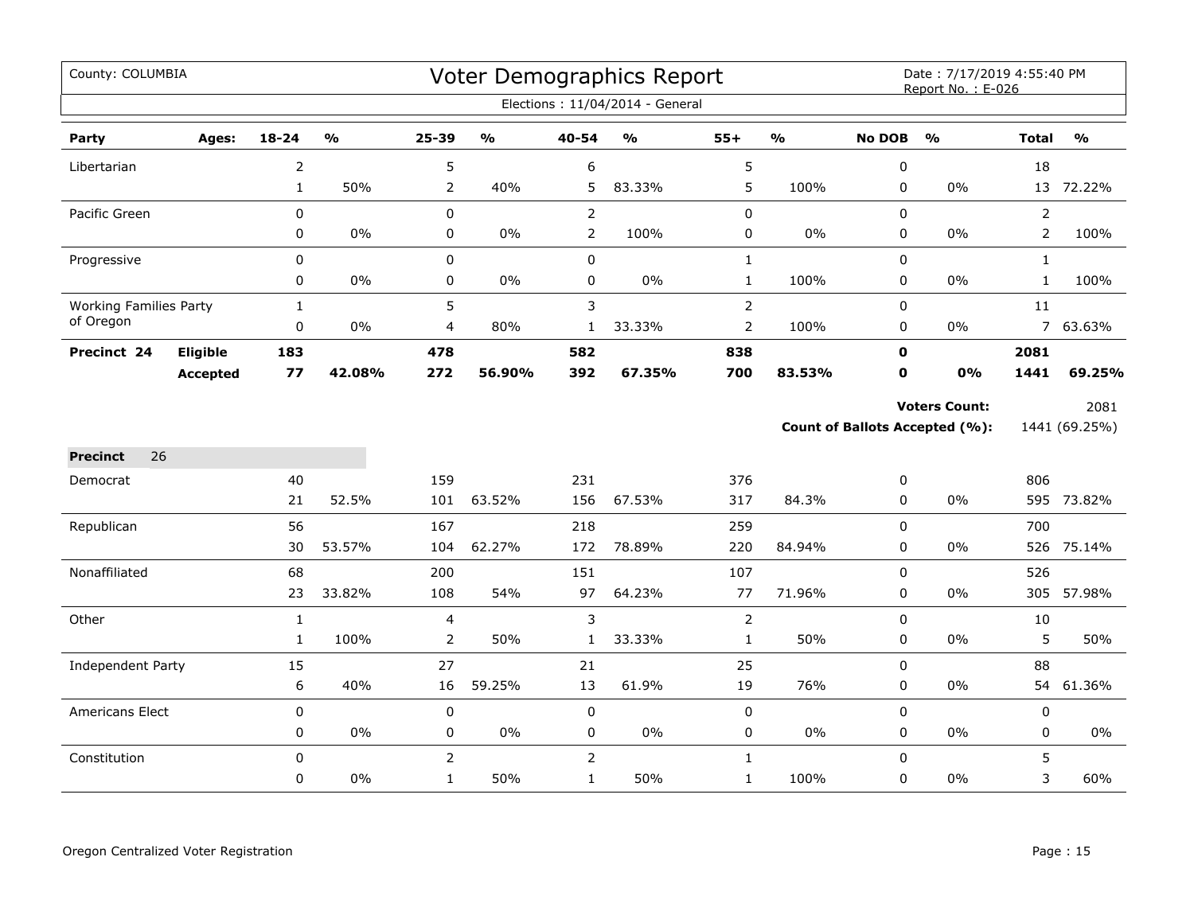County: COLUMBIA

# Voter Demographics Report

Date : 7/17/2019 4:55:40 PM
Report No. : E-026

Elections : 11/04/2014 - General

| Party | Ages: | 18-24 | % | 25-39 | % | 40-54 | % | 55+ | % | No DOB | % | Total | % |
|---|---|---|---|---|---|---|---|---|---|---|---|---|---|
| Libertarian | | 2 | | 5 | | 6 | | 5 | | 0 | | 18 | |
| | | 1 | 50% | 2 | 40% | 5 | 83.33% | 5 | 100% | 0 | 0% | 13 | 72.22% |
| Pacific Green | | 0 | | 0 | | 2 | | 0 | | 0 | | 2 | |
| | | 0 | 0% | 0 | 0% | 2 | 100% | 0 | 0% | 0 | 0% | 2 | 100% |
| Progressive | | 0 | | 0 | | 0 | | 1 | | 0 | | 1 | |
| | | 0 | 0% | 0 | 0% | 0 | 0% | 1 | 100% | 0 | 0% | 1 | 100% |
| Working Families Party of Oregon | | 1 | | 5 | | 3 | | 2 | | 0 | | 11 | |
| | | 0 | 0% | 4 | 80% | 1 | 33.33% | 2 | 100% | 0 | 0% | 7 | 63.63% |
| **Precinct 24** | **Eligible** | **183** | | **478** | | **582** | | **838** | | **0** | | **2081** | |
| | **Accepted** | **77** | **42.08%** | **272** | **56.90%** | **392** | **67.35%** | **700** | **83.53%** | **0** | **0%** | **1441** | **69.25%** |

**Voters Count:** 2081

**Count of Ballots Accepted (%):** 1441 (69.25%)

**Precinct** 26

| Party | | 18-24 | % | 25-39 | % | 40-54 | % | 55+ | % | No DOB | % | Total | % |
|---|---|---|---|---|---|---|---|---|---|---|---|---|---|
| Democrat | | 40 | | 159 | | 231 | | 376 | | 0 | | 806 | |
| | | 21 | 52.5% | 101 | 63.52% | 156 | 67.53% | 317 | 84.3% | 0 | 0% | 595 | 73.82% |
| Republican | | 56 | | 167 | | 218 | | 259 | | 0 | | 700 | |
| | | 30 | 53.57% | 104 | 62.27% | 172 | 78.89% | 220 | 84.94% | 0 | 0% | 526 | 75.14% |
| Nonaffiliated | | 68 | | 200 | | 151 | | 107 | | 0 | | 526 | |
| | | 23 | 33.82% | 108 | 54% | 97 | 64.23% | 77 | 71.96% | 0 | 0% | 305 | 57.98% |
| Other | | 1 | | 4 | | 3 | | 2 | | 0 | | 10 | |
| | | 1 | 100% | 2 | 50% | 1 | 33.33% | 1 | 50% | 0 | 0% | 5 | 50% |
| Independent Party | | 15 | | 27 | | 21 | | 25 | | 0 | | 88 | |
| | | 6 | 40% | 16 | 59.25% | 13 | 61.9% | 19 | 76% | 0 | 0% | 54 | 61.36% |
| Americans Elect | | 0 | | 0 | | 0 | | 0 | | 0 | | 0 | |
| | | 0 | 0% | 0 | 0% | 0 | 0% | 0 | 0% | 0 | 0% | 0 | 0% |
| Constitution | | 0 | | 2 | | 2 | | 1 | | 0 | | 5 | |
| | | 0 | 0% | 1 | 50% | 1 | 50% | 1 | 100% | 0 | 0% | 3 | 60% |

Oregon Centralized Voter Registration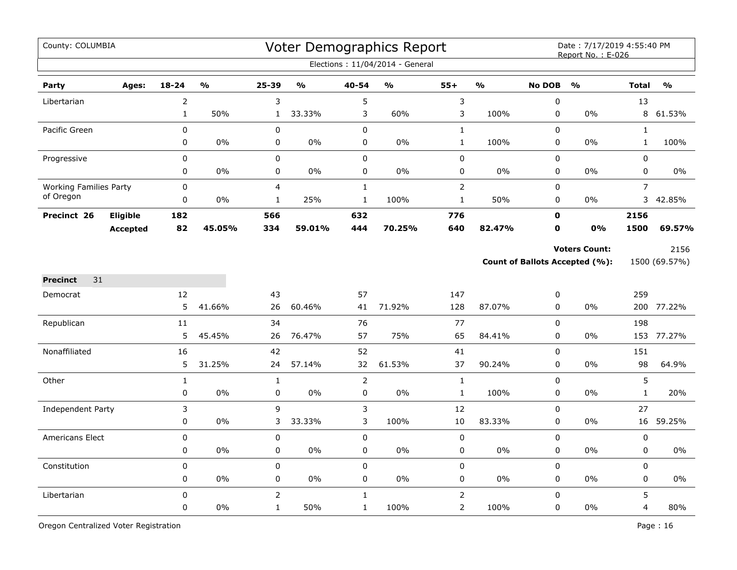County: COLUMBIA

# Voter Demographics Report

Date : 7/17/2019 4:55:40 PM
Report No. : E-026

Elections : 11/04/2014 - General

| Party | Ages: | 18-24 | % | 25-39 | % | 40-54 | % | 55+ | % | No DOB | % | Total | % |
|---|---|---|---|---|---|---|---|---|---|---|---|---|---|
| Libertarian | | 2 | | 3 | | 5 | | 3 | | 0 | | 13 | |
| | | 1 | 50% | 1 | 33.33% | 3 | 60% | 3 | 100% | 0 | 0% | 8 | 61.53% |
| Pacific Green | | 0 | | 0 | | 0 | | 1 | | 0 | | 1 | |
| | | 0 | 0% | 0 | 0% | 0 | 0% | 1 | 100% | 0 | 0% | 1 | 100% |
| Progressive | | 0 | | 0 | | 0 | | 0 | | 0 | | 0 | |
| | | 0 | 0% | 0 | 0% | 0 | 0% | 0 | 0% | 0 | 0% | 0 | 0% |
| Working Families Party of Oregon | | 0 | | 4 | | 1 | | 2 | | 0 | | 7 | |
| | | 0 | 0% | 1 | 25% | 1 | 100% | 1 | 50% | 0 | 0% | 3 | 42.85% |
| **Precinct 26** | **Eligible** | **182** | | **566** | | **632** | | **776** | | **0** | | **2156** | |
| | **Accepted** | **82** | **45.05%** | **334** | **59.01%** | **444** | **70.25%** | **640** | **82.47%** | **0** | **0%** | **1500** | **69.57%** |

**Voters Count:** 2156

**Count of Ballots Accepted (%):** 1500 (69.57%)

**Precinct** 31

| Party | Ages: | 18-24 | % | 25-39 | % | 40-54 | % | 55+ | % | No DOB | % | Total | % |
|---|---|---|---|---|---|---|---|---|---|---|---|---|---|
| Democrat | | 12 | | 43 | | 57 | | 147 | | 0 | | 259 | |
| | | 5 | 41.66% | 26 | 60.46% | 41 | 71.92% | 128 | 87.07% | 0 | 0% | 200 | 77.22% |
| Republican | | 11 | | 34 | | 76 | | 77 | | 0 | | 198 | |
| | | 5 | 45.45% | 26 | 76.47% | 57 | 75% | 65 | 84.41% | 0 | 0% | 153 | 77.27% |
| Nonaffiliated | | 16 | | 42 | | 52 | | 41 | | 0 | | 151 | |
| | | 5 | 31.25% | 24 | 57.14% | 32 | 61.53% | 37 | 90.24% | 0 | 0% | 98 | 64.9% |
| Other | | 1 | | 1 | | 2 | | 1 | | 0 | | 5 | |
| | | 0 | 0% | 0 | 0% | 0 | 0% | 1 | 100% | 0 | 0% | 1 | 20% |
| Independent Party | | 3 | | 9 | | 3 | | 12 | | 0 | | 27 | |
| | | 0 | 0% | 3 | 33.33% | 3 | 100% | 10 | 83.33% | 0 | 0% | 16 | 59.25% |
| Americans Elect | | 0 | | 0 | | 0 | | 0 | | 0 | | 0 | |
| | | 0 | 0% | 0 | 0% | 0 | 0% | 0 | 0% | 0 | 0% | 0 | 0% |
| Constitution | | 0 | | 0 | | 0 | | 0 | | 0 | | 0 | |
| | | 0 | 0% | 0 | 0% | 0 | 0% | 0 | 0% | 0 | 0% | 0 | 0% |
| Libertarian | | 0 | | 2 | | 1 | | 2 | | 0 | | 5 | |
| | | 0 | 0% | 1 | 50% | 1 | 100% | 2 | 100% | 0 | 0% | 4 | 80% |

Oregon Centralized Voter Registration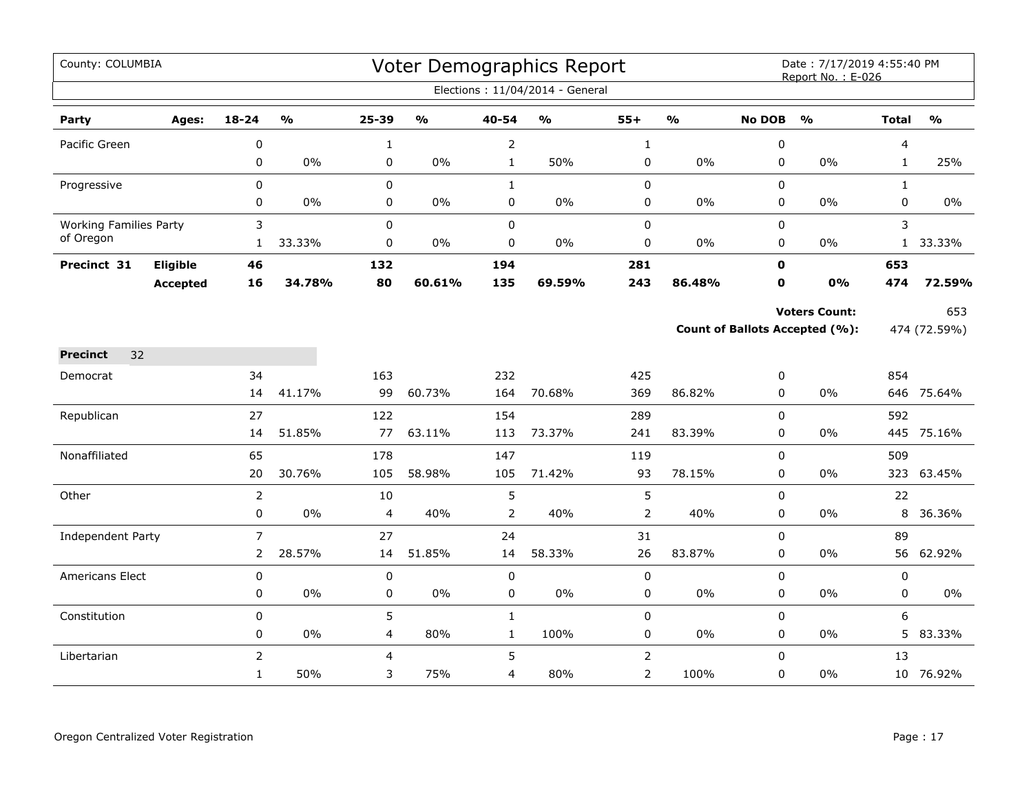County: COLUMBIA

# Voter Demographics Report

Date : 7/17/2019 4:55:40 PM
Report No. : E-026

Elections : 11/04/2014 - General

| Party | Ages: | 18-24 | % | 25-39 | % | 40-54 | % | 55+ | % | No DOB | % | Total | % |
|---|---|---|---|---|---|---|---|---|---|---|---|---|---|
| Pacific Green | | 0 | | 1 | | 2 | | 1 | | 0 | | 4 | |
| | | 0 | 0% | 0 | 0% | 1 | 50% | 0 | 0% | 0 | 0% | 1 | 25% |
| Progressive | | 0 | | 0 | | 1 | | 0 | | 0 | | 1 | |
| | | 0 | 0% | 0 | 0% | 0 | 0% | 0 | 0% | 0 | 0% | 0 | 0% |
| Working Families Party of Oregon | | 3 | | 0 | | 0 | | 0 | | 0 | | 3 | |
| | | 1 | 33.33% | 0 | 0% | 0 | 0% | 0 | 0% | 0 | 0% | 1 | 33.33% |
| **Precinct 31** | **Eligible** | **46** | | **132** | | **194** | | **281** | | **0** | | **653** | |
| | **Accepted** | **16** | **34.78%** | **80** | **60.61%** | **135** | **69.59%** | **243** | **86.48%** | **0** | **0%** | **474** | **72.59%** |

**Voters Count:** 653

**Count of Ballots Accepted (%):** 474 (72.59%)

**Precinct** 32

| Party | Ages: | 18-24 | % | 25-39 | % | 40-54 | % | 55+ | % | No DOB | % | Total | % |
|---|---|---|---|---|---|---|---|---|---|---|---|---|---|
| Democrat | | 34 | | 163 | | 232 | | 425 | | 0 | | 854 | |
| | | 14 | 41.17% | 99 | 60.73% | 164 | 70.68% | 369 | 86.82% | 0 | 0% | 646 | 75.64% |
| Republican | | 27 | | 122 | | 154 | | 289 | | 0 | | 592 | |
| | | 14 | 51.85% | 77 | 63.11% | 113 | 73.37% | 241 | 83.39% | 0 | 0% | 445 | 75.16% |
| Nonaffiliated | | 65 | | 178 | | 147 | | 119 | | 0 | | 509 | |
| | | 20 | 30.76% | 105 | 58.98% | 105 | 71.42% | 93 | 78.15% | 0 | 0% | 323 | 63.45% |
| Other | | 2 | | 10 | | 5 | | 5 | | 0 | | 22 | |
| | | 0 | 0% | 4 | 40% | 2 | 40% | 2 | 40% | 0 | 0% | 8 | 36.36% |
| Independent Party | | 7 | | 27 | | 24 | | 31 | | 0 | | 89 | |
| | | 2 | 28.57% | 14 | 51.85% | 14 | 58.33% | 26 | 83.87% | 0 | 0% | 56 | 62.92% |
| Americans Elect | | 0 | | 0 | | 0 | | 0 | | 0 | | 0 | |
| | | 0 | 0% | 0 | 0% | 0 | 0% | 0 | 0% | 0 | 0% | 0 | 0% |
| Constitution | | 0 | | 5 | | 1 | | 0 | | 0 | | 6 | |
| | | 0 | 0% | 4 | 80% | 1 | 100% | 0 | 0% | 0 | 0% | 5 | 83.33% |
| Libertarian | | 2 | | 4 | | 5 | | 2 | | 0 | | 13 | |
| | | 1 | 50% | 3 | 75% | 4 | 80% | 2 | 100% | 0 | 0% | 10 | 76.92% |

Oregon Centralized Voter Registration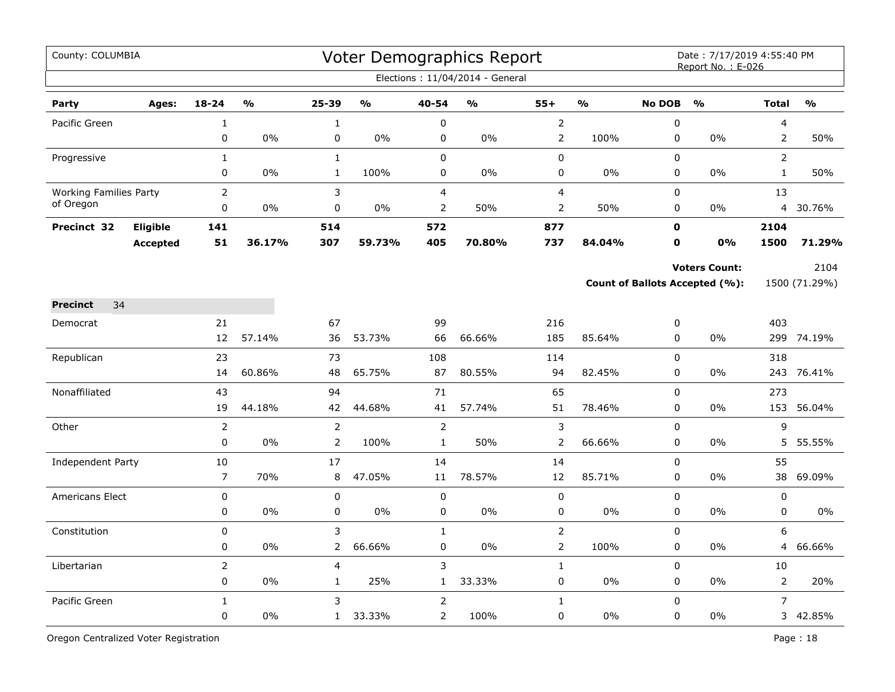County: COLUMBIA

# Voter Demographics Report

Date : 7/17/2019 4:55:40 PM
Report No. : E-026

Elections : 11/04/2014 - General

| Party | Ages: | 18-24 | % | 25-39 | % | 40-54 | % | 55+ | % | No DOB | % | Total | % |
|---|---|---|---|---|---|---|---|---|---|---|---|---|---|
| Pacific Green | | 1 | | 1 | | 0 | | 2 | | 0 | | 4 | |
| | | 0 | 0% | 0 | 0% | 0 | 0% | 2 | 100% | 0 | 0% | 2 | 50% |
| Progressive | | 1 | | 1 | | 0 | | 0 | | 0 | | 2 | |
| | | 0 | 0% | 1 | 100% | 0 | 0% | 0 | 0% | 0 | 0% | 1 | 50% |
| Working Families Party of Oregon | | 2 | | 3 | | 4 | | 4 | | 0 | | 13 | |
| | | 0 | 0% | 0 | 0% | 2 | 50% | 2 | 50% | 0 | 0% | 4 | 30.76% |
| **Precinct 32** | **Eligible** | **141** | | **514** | | **572** | | **877** | | **0** | | **2104** | |
| | **Accepted** | **51** | **36.17%** | **307** | **59.73%** | **405** | **70.80%** | **737** | **84.04%** | **0** | **0%** | **1500** | **71.29%** |

**Voters Count:** 2104

**Count of Ballots Accepted (%):** 1500 (71.29%)

**Precinct** 34

| Party | 18-24 | % | 25-39 | % | 40-54 | % | 55+ | % | No DOB | % | Total | % |
|---|---|---|---|---|---|---|---|---|---|---|---|---|
| Democrat | 21 | | 67 | | 99 | | 216 | | 0 | | 403 | |
| | 12 | 57.14% | 36 | 53.73% | 66 | 66.66% | 185 | 85.64% | 0 | 0% | 299 | 74.19% |
| Republican | 23 | | 73 | | 108 | | 114 | | 0 | | 318 | |
| | 14 | 60.86% | 48 | 65.75% | 87 | 80.55% | 94 | 82.45% | 0 | 0% | 243 | 76.41% |
| Nonaffiliated | 43 | | 94 | | 71 | | 65 | | 0 | | 273 | |
| | 19 | 44.18% | 42 | 44.68% | 41 | 57.74% | 51 | 78.46% | 0 | 0% | 153 | 56.04% |
| Other | 2 | | 2 | | 2 | | 3 | | 0 | | 9 | |
| | 0 | 0% | 2 | 100% | 1 | 50% | 2 | 66.66% | 0 | 0% | 5 | 55.55% |
| Independent Party | 10 | | 17 | | 14 | | 14 | | 0 | | 55 | |
| | 7 | 70% | 8 | 47.05% | 11 | 78.57% | 12 | 85.71% | 0 | 0% | 38 | 69.09% |
| Americans Elect | 0 | | 0 | | 0 | | 0 | | 0 | | 0 | |
| | 0 | 0% | 0 | 0% | 0 | 0% | 0 | 0% | 0 | 0% | 0 | 0% |
| Constitution | 0 | | 3 | | 1 | | 2 | | 0 | | 6 | |
| | 0 | 0% | 2 | 66.66% | 0 | 0% | 2 | 100% | 0 | 0% | 4 | 66.66% |
| Libertarian | 2 | | 4 | | 3 | | 1 | | 0 | | 10 | |
| | 0 | 0% | 1 | 25% | 1 | 33.33% | 0 | 0% | 0 | 0% | 2 | 20% |
| Pacific Green | 1 | | 3 | | 2 | | 1 | | 0 | | 7 | |
| | 0 | 0% | 1 | 33.33% | 2 | 100% | 0 | 0% | 0 | 0% | 3 | 42.85% |

Oregon Centralized Voter Registration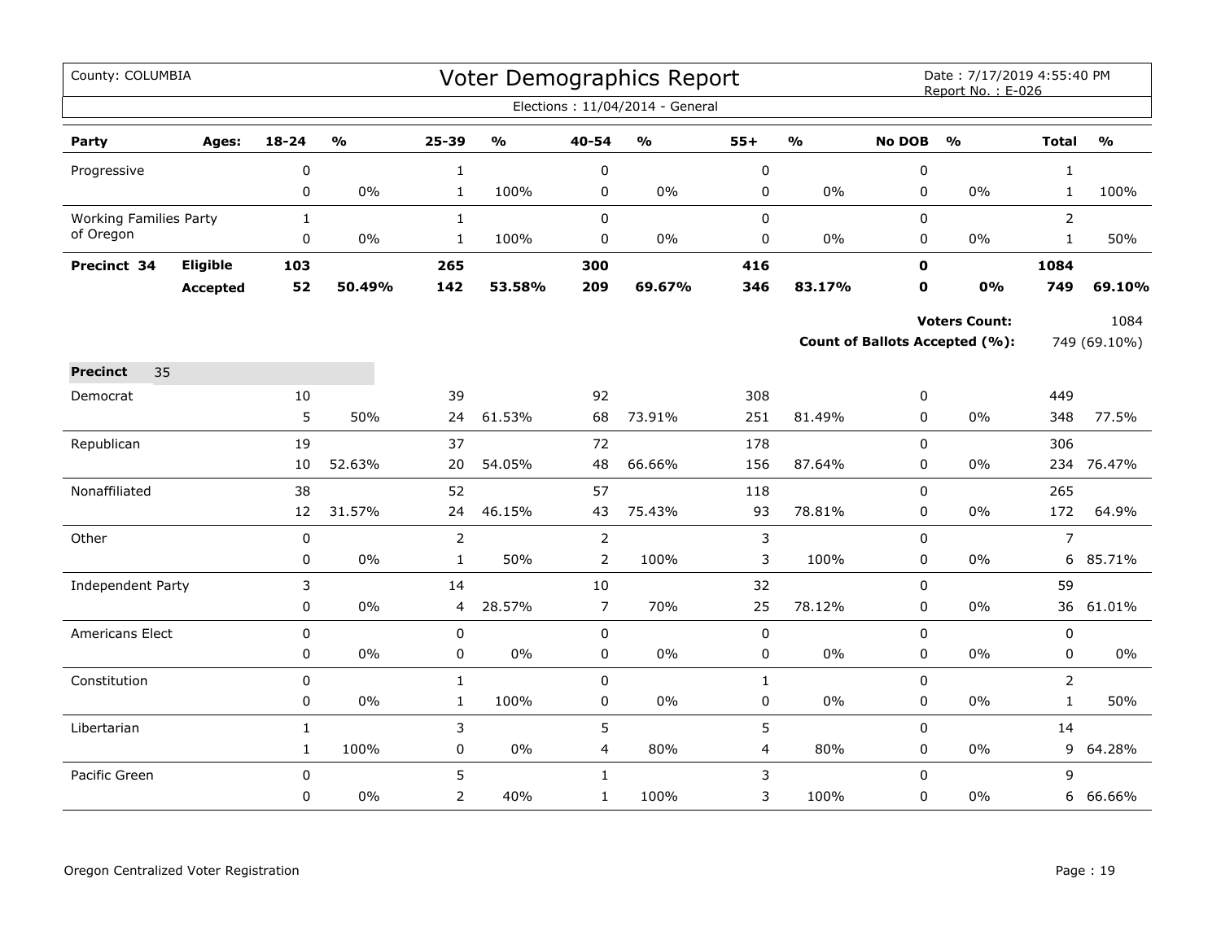County: COLUMBIA

# Voter Demographics Report

Date : 7/17/2019 4:55:40 PM
Report No. : E-026

Elections : 11/04/2014 - General

| Party | Ages: | 18-24 | % | 25-39 | % | 40-54 | % | 55+ | % | No DOB | % | Total | % |
|---|---|---|---|---|---|---|---|---|---|---|---|---|---|
| Progressive | | 0 | | 1 | | 0 | | 0 | | 0 | | 1 | |
| | | 0 | 0% | 1 | 100% | 0 | 0% | 0 | 0% | 0 | 0% | 1 | 100% |
| Working Families Party of Oregon | | 1 | | 1 | | 0 | | 0 | | 0 | | 2 | |
| | | 0 | 0% | 1 | 100% | 0 | 0% | 0 | 0% | 0 | 0% | 1 | 50% |
| **Precinct 34** | **Eligible** | **103** | | **265** | | **300** | | **416** | | **0** | | **1084** | |
| | **Accepted** | **52** | **50.49%** | **142** | **53.58%** | **209** | **69.67%** | **346** | **83.17%** | **0** | **0%** | **749** | **69.10%** |

**Voters Count:** 1084

**Count of Ballots Accepted (%):** 749 (69.10%)

**Precinct** 35

| Party | Ages: | 18-24 | % | 25-39 | % | 40-54 | % | 55+ | % | No DOB | % | Total | % |
|---|---|---|---|---|---|---|---|---|---|---|---|---|---|
| Democrat | | 10 | | 39 | | 92 | | 308 | | 0 | | 449 | |
| | | 5 | 50% | 24 | 61.53% | 68 | 73.91% | 251 | 81.49% | 0 | 0% | 348 | 77.5% |
| Republican | | 19 | | 37 | | 72 | | 178 | | 0 | | 306 | |
| | | 10 | 52.63% | 20 | 54.05% | 48 | 66.66% | 156 | 87.64% | 0 | 0% | 234 | 76.47% |
| Nonaffiliated | | 38 | | 52 | | 57 | | 118 | | 0 | | 265 | |
| | | 12 | 31.57% | 24 | 46.15% | 43 | 75.43% | 93 | 78.81% | 0 | 0% | 172 | 64.9% |
| Other | | 0 | | 2 | | 2 | | 3 | | 0 | | 7 | |
| | | 0 | 0% | 1 | 50% | 2 | 100% | 3 | 100% | 0 | 0% | 6 | 85.71% |
| Independent Party | | 3 | | 14 | | 10 | | 32 | | 0 | | 59 | |
| | | 0 | 0% | 4 | 28.57% | 7 | 70% | 25 | 78.12% | 0 | 0% | 36 | 61.01% |
| Americans Elect | | 0 | | 0 | | 0 | | 0 | | 0 | | 0 | |
| | | 0 | 0% | 0 | 0% | 0 | 0% | 0 | 0% | 0 | 0% | 0 | 0% |
| Constitution | | 0 | | 1 | | 0 | | 1 | | 0 | | 2 | |
| | | 0 | 0% | 1 | 100% | 0 | 0% | 0 | 0% | 0 | 0% | 1 | 50% |
| Libertarian | | 1 | | 3 | | 5 | | 5 | | 0 | | 14 | |
| | | 1 | 100% | 0 | 0% | 4 | 80% | 4 | 80% | 0 | 0% | 9 | 64.28% |
| Pacific Green | | 0 | | 5 | | 1 | | 3 | | 0 | | 9 | |
| | | 0 | 0% | 2 | 40% | 1 | 100% | 3 | 100% | 0 | 0% | 6 | 66.66% |

Oregon Centralized Voter Registration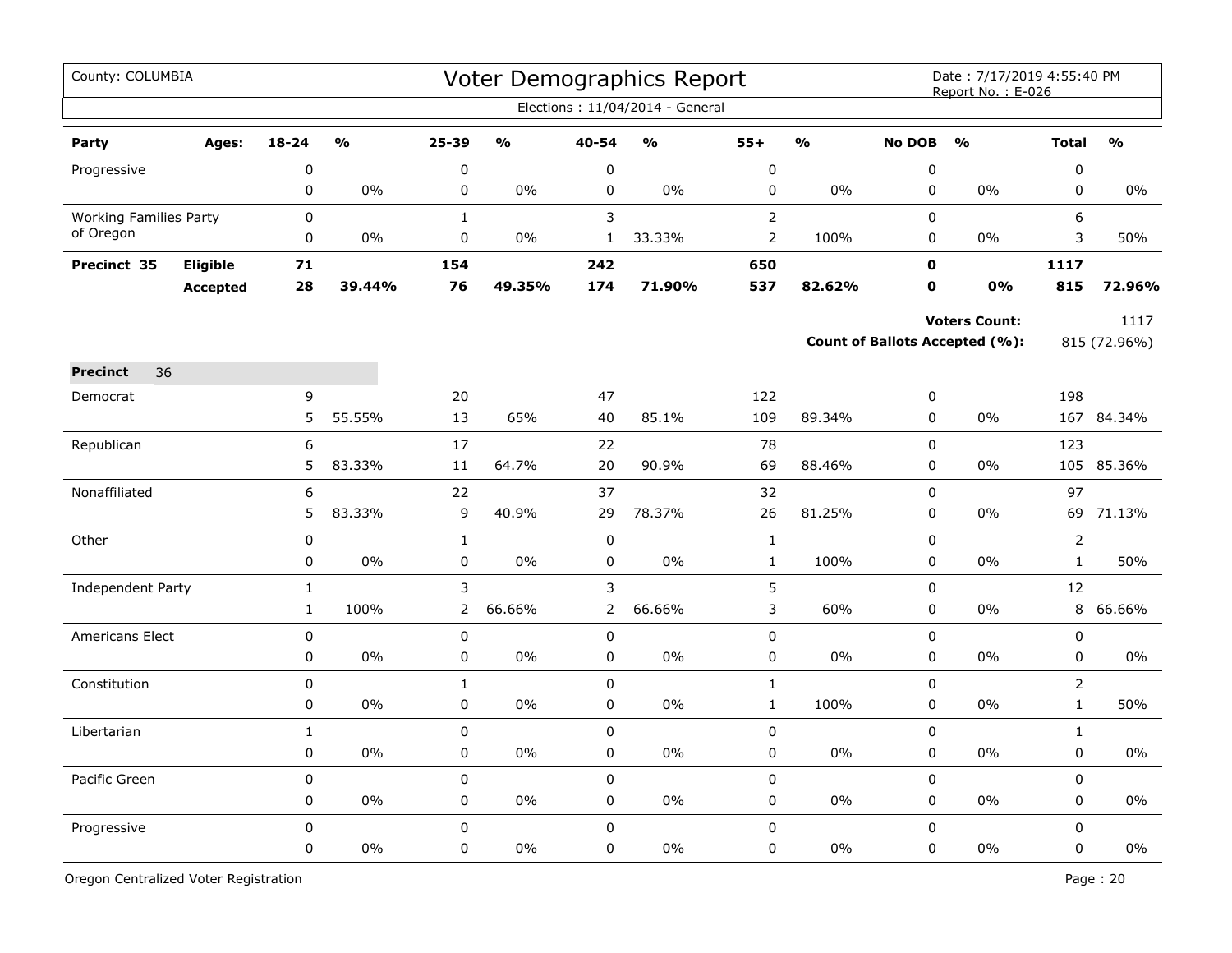County: COLUMBIA

# Voter Demographics Report

Date : 7/17/2019 4:55:40 PM
Report No. : E-026

Elections : 11/04/2014 - General

| Party | Ages: | 18-24 | % | 25-39 | % | 40-54 | % | 55+ | % | No DOB | % | Total | % |
|---|---|---|---|---|---|---|---|---|---|---|---|---|---|
| Progressive | | 0 | | 0 | | 0 | | 0 | | 0 | | 0 | |
| | | 0 | 0% | 0 | 0% | 0 | 0% | 0 | 0% | 0 | 0% | 0 | 0% |
| Working Families Party of Oregon | | 0 | | 1 | | 3 | | 2 | | 0 | | 6 | |
| | | 0 | 0% | 0 | 0% | 1 | 33.33% | 2 | 100% | 0 | 0% | 3 | 50% |
| **Precinct 35** | **Eligible** | **71** | | **154** | | **242** | | **650** | | **0** | | **1117** | |
| | **Accepted** | **28** | **39.44%** | **76** | **49.35%** | **174** | **71.90%** | **537** | **82.62%** | **0** | **0%** | **815** | **72.96%** |

**Voters Count:** 1117

**Count of Ballots Accepted (%):** 815 (72.96%)

**Precinct** 36

| Party | 18-24 | % | 25-39 | % | 40-54 | % | 55+ | % | No DOB | % | Total | % |
|---|---|---|---|---|---|---|---|---|---|---|---|---|
| Democrat | 9 | | 20 | | 47 | | 122 | | 0 | | 198 | |
| | 5 | 55.55% | 13 | 65% | 40 | 85.1% | 109 | 89.34% | 0 | 0% | 167 | 84.34% |
| Republican | 6 | | 17 | | 22 | | 78 | | 0 | | 123 | |
| | 5 | 83.33% | 11 | 64.7% | 20 | 90.9% | 69 | 88.46% | 0 | 0% | 105 | 85.36% |
| Nonaffiliated | 6 | | 22 | | 37 | | 32 | | 0 | | 97 | |
| | 5 | 83.33% | 9 | 40.9% | 29 | 78.37% | 26 | 81.25% | 0 | 0% | 69 | 71.13% |
| Other | 0 | | 1 | | 0 | | 1 | | 0 | | 2 | |
| | 0 | 0% | 0 | 0% | 0 | 0% | 1 | 100% | 0 | 0% | 1 | 50% |
| Independent Party | 1 | | 3 | | 3 | | 5 | | 0 | | 12 | |
| | 1 | 100% | 2 | 66.66% | 2 | 66.66% | 3 | 60% | 0 | 0% | 8 | 66.66% |
| Americans Elect | 0 | | 0 | | 0 | | 0 | | 0 | | 0 | |
| | 0 | 0% | 0 | 0% | 0 | 0% | 0 | 0% | 0 | 0% | 0 | 0% |
| Constitution | 0 | | 1 | | 0 | | 1 | | 0 | | 2 | |
| | 0 | 0% | 0 | 0% | 0 | 0% | 1 | 100% | 0 | 0% | 1 | 50% |
| Libertarian | 1 | | 0 | | 0 | | 0 | | 0 | | 1 | |
| | 0 | 0% | 0 | 0% | 0 | 0% | 0 | 0% | 0 | 0% | 0 | 0% |
| Pacific Green | 0 | | 0 | | 0 | | 0 | | 0 | | 0 | |
| | 0 | 0% | 0 | 0% | 0 | 0% | 0 | 0% | 0 | 0% | 0 | 0% |
| Progressive | 0 | | 0 | | 0 | | 0 | | 0 | | 0 | |
| | 0 | 0% | 0 | 0% | 0 | 0% | 0 | 0% | 0 | 0% | 0 | 0% |

Oregon Centralized Voter Registration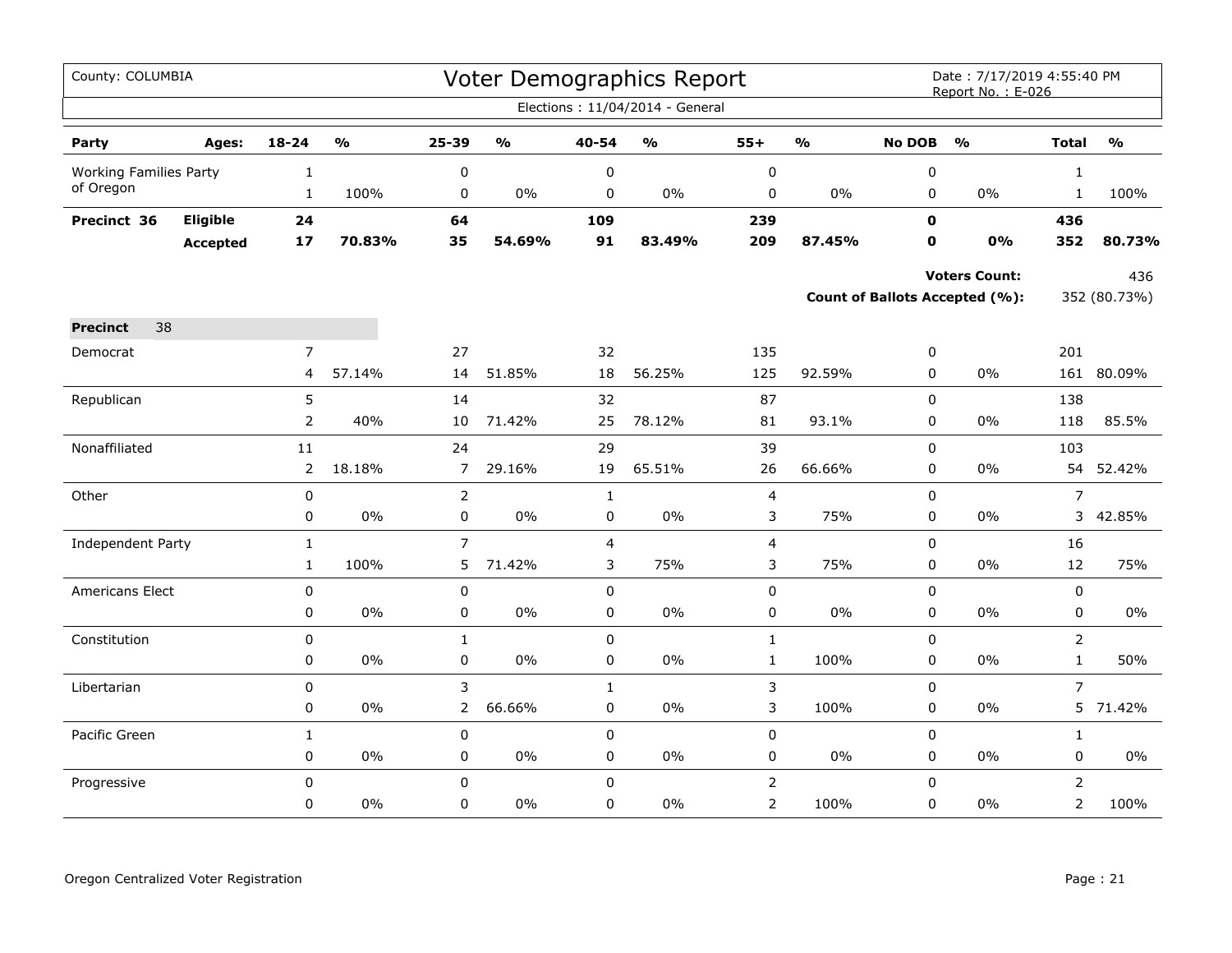County: COLUMBIA

# Voter Demographics Report

Date : 7/17/2019 4:55:40 PM
Report No. : E-026

Elections : 11/04/2014 - General

| Party | Ages: | 18-24 | % | 25-39 | % | 40-54 | % | 55+ | % | No DOB | % | Total | % |
|---|---|---|---|---|---|---|---|---|---|---|---|---|---|
| Working Families Party of Oregon | | 1 | | 0 | | 0 | | 0 | | 0 | | 1 | |
| | | 1 | 100% | 0 | 0% | 0 | 0% | 0 | 0% | 0 | 0% | 1 | 100% |
| **Precinct 36** | **Eligible** | **24** | | **64** | | **109** | | **239** | | **0** | | **436** | |
| | **Accepted** | **17** | **70.83%** | **35** | **54.69%** | **91** | **83.49%** | **209** | **87.45%** | **0** | **0%** | **352** | **80.73%** |

**Voters Count:** 436

**Count of Ballots Accepted (%):** 352 (80.73%)

**Precinct** 38

| Party | 18-24 | % | 25-39 | % | 40-54 | % | 55+ | % | No DOB | % | Total | % |
|---|---|---|---|---|---|---|---|---|---|---|---|---|
| Democrat | 7 | | 27 | | 32 | | 135 | | 0 | | 201 | |
| | 4 | 57.14% | 14 | 51.85% | 18 | 56.25% | 125 | 92.59% | 0 | 0% | 161 | 80.09% |
| Republican | 5 | | 14 | | 32 | | 87 | | 0 | | 138 | |
| | 2 | 40% | 10 | 71.42% | 25 | 78.12% | 81 | 93.1% | 0 | 0% | 118 | 85.5% |
| Nonaffiliated | 11 | | 24 | | 29 | | 39 | | 0 | | 103 | |
| | 2 | 18.18% | 7 | 29.16% | 19 | 65.51% | 26 | 66.66% | 0 | 0% | 54 | 52.42% |
| Other | 0 | | 2 | | 1 | | 4 | | 0 | | 7 | |
| | 0 | 0% | 0 | 0% | 0 | 0% | 3 | 75% | 0 | 0% | 3 | 42.85% |
| Independent Party | 1 | | 7 | | 4 | | 4 | | 0 | | 16 | |
| | 1 | 100% | 5 | 71.42% | 3 | 75% | 3 | 75% | 0 | 0% | 12 | 75% |
| Americans Elect | 0 | | 0 | | 0 | | 0 | | 0 | | 0 | |
| | 0 | 0% | 0 | 0% | 0 | 0% | 0 | 0% | 0 | 0% | 0 | 0% |
| Constitution | 0 | | 1 | | 0 | | 1 | | 0 | | 2 | |
| | 0 | 0% | 0 | 0% | 0 | 0% | 1 | 100% | 0 | 0% | 1 | 50% |
| Libertarian | 0 | | 3 | | 1 | | 3 | | 0 | | 7 | |
| | 0 | 0% | 2 | 66.66% | 0 | 0% | 3 | 100% | 0 | 0% | 5 | 71.42% |
| Pacific Green | 1 | | 0 | | 0 | | 0 | | 0 | | 1 | |
| | 0 | 0% | 0 | 0% | 0 | 0% | 0 | 0% | 0 | 0% | 0 | 0% |
| Progressive | 0 | | 0 | | 0 | | 2 | | 0 | | 2 | |
| | 0 | 0% | 0 | 0% | 0 | 0% | 2 | 100% | 0 | 0% | 2 | 100% |

Oregon Centralized Voter Registration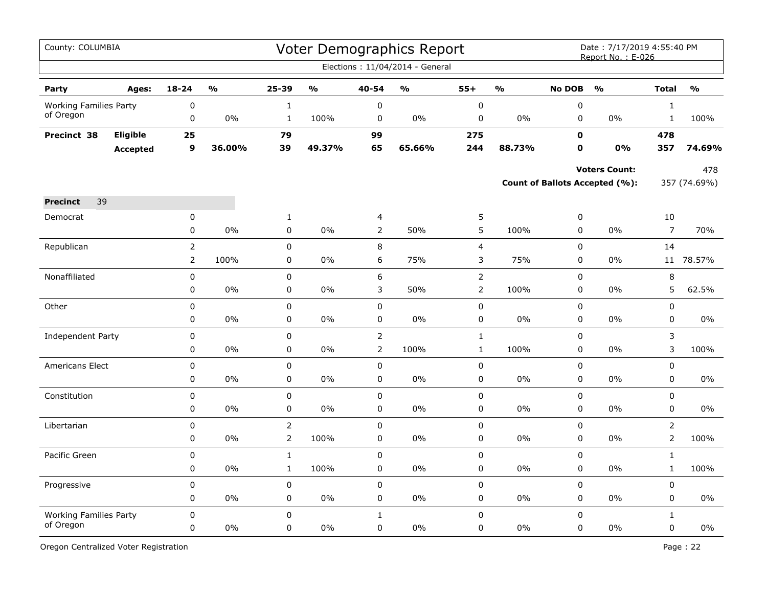County: COLUMBIA

# Voter Demographics Report

Date : 7/17/2019 4:55:40 PM
Report No. : E-026

Elections : 11/04/2014 - General

| Party | Ages: | 18-24 | % | 25-39 | % | 40-54 | % | 55+ | % | No DOB | % | Total | % |
|---|---|---|---|---|---|---|---|---|---|---|---|---|---|
| Working Families Party of Oregon | | 0 | | 1 | | 0 | | 0 | | 0 | | 1 | |
| | | 0 | 0% | 1 | 100% | 0 | 0% | 0 | 0% | 0 | 0% | 1 | 100% |
| **Precinct 38** | **Eligible** | **25** | | **79** | | **99** | | **275** | | **0** | | **478** | |
| | **Accepted** | **9** | **36.00%** | **39** | **49.37%** | **65** | **65.66%** | **244** | **88.73%** | **0** | **0%** | **357** | **74.69%** |

**Voters Count:** 478

**Count of Ballots Accepted (%):** 357 (74.69%)

**Precinct** 39

| Party | Ages: | 18-24 | % | 25-39 | % | 40-54 | % | 55+ | % | No DOB | % | Total | % |
|---|---|---|---|---|---|---|---|---|---|---|---|---|---|
| Democrat | | 0 | | 1 | | 4 | | 5 | | 0 | | 10 | |
| | | 0 | 0% | 0 | 0% | 2 | 50% | 5 | 100% | 0 | 0% | 7 | 70% |
| Republican | | 2 | | 0 | | 8 | | 4 | | 0 | | 14 | |
| | | 2 | 100% | 0 | 0% | 6 | 75% | 3 | 75% | 0 | 0% | 11 | 78.57% |
| Nonaffiliated | | 0 | | 0 | | 6 | | 2 | | 0 | | 8 | |
| | | 0 | 0% | 0 | 0% | 3 | 50% | 2 | 100% | 0 | 0% | 5 | 62.5% |
| Other | | 0 | | 0 | | 0 | | 0 | | 0 | | 0 | |
| | | 0 | 0% | 0 | 0% | 0 | 0% | 0 | 0% | 0 | 0% | 0 | 0% |
| Independent Party | | 0 | | 0 | | 2 | | 1 | | 0 | | 3 | |
| | | 0 | 0% | 0 | 0% | 2 | 100% | 1 | 100% | 0 | 0% | 3 | 100% |
| Americans Elect | | 0 | | 0 | | 0 | | 0 | | 0 | | 0 | |
| | | 0 | 0% | 0 | 0% | 0 | 0% | 0 | 0% | 0 | 0% | 0 | 0% |
| Constitution | | 0 | | 0 | | 0 | | 0 | | 0 | | 0 | |
| | | 0 | 0% | 0 | 0% | 0 | 0% | 0 | 0% | 0 | 0% | 0 | 0% |
| Libertarian | | 0 | | 2 | | 0 | | 0 | | 0 | | 2 | |
| | | 0 | 0% | 2 | 100% | 0 | 0% | 0 | 0% | 0 | 0% | 2 | 100% |
| Pacific Green | | 0 | | 1 | | 0 | | 0 | | 0 | | 1 | |
| | | 0 | 0% | 1 | 100% | 0 | 0% | 0 | 0% | 0 | 0% | 1 | 100% |
| Progressive | | 0 | | 0 | | 0 | | 0 | | 0 | | 0 | |
| | | 0 | 0% | 0 | 0% | 0 | 0% | 0 | 0% | 0 | 0% | 0 | 0% |
| Working Families Party of Oregon | | 0 | | 0 | | 1 | | 0 | | 0 | | 1 | |
| | | 0 | 0% | 0 | 0% | 0 | 0% | 0 | 0% | 0 | 0% | 0 | 0% |

Oregon Centralized Voter Registration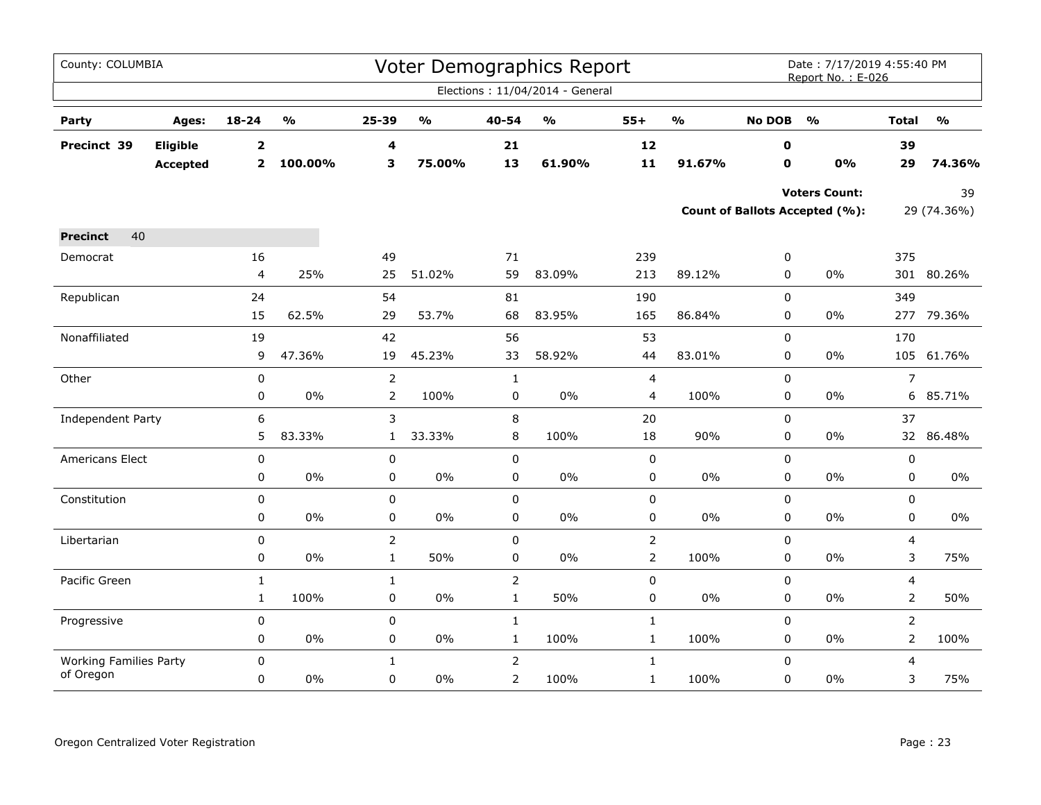County: COLUMBIA

# Voter Demographics Report

Date : 7/17/2019 4:55:40 PM
Report No. : E-026

Elections : 11/04/2014 - General

| Party | Ages: | 18-24 | % | 25-39 | % | 40-54 | % | 55+ | % | No DOB | % | Total | % |
|---|---|---|---|---|---|---|---|---|---|---|---|---|---|
| **Precinct 39** | **Eligible** | **2** | | **4** | | **21** | | **12** | | **0** | | **39** | |
| | **Accepted** | **2** | **100.00%** | **3** | **75.00%** | **13** | **61.90%** | **11** | **91.67%** | **0** | **0%** | **29** | **74.36%** |

**Voters Count:** 39

**Count of Ballots Accepted (%):** 29 (74.36%)

| Precinct 40 | 18-24 | % | 25-39 | % | 40-54 | % | 55+ | % | No DOB | % | Total | % |
|---|---|---|---|---|---|---|---|---|---|---|---|---|
| Democrat | 16 | | 49 | | 71 | | 239 | | 0 | | 375 | |
| | 4 | 25% | 25 | 51.02% | 59 | 83.09% | 213 | 89.12% | 0 | 0% | 301 | 80.26% |
| Republican | 24 | | 54 | | 81 | | 190 | | 0 | | 349 | |
| | 15 | 62.5% | 29 | 53.7% | 68 | 83.95% | 165 | 86.84% | 0 | 0% | 277 | 79.36% |
| Nonaffiliated | 19 | | 42 | | 56 | | 53 | | 0 | | 170 | |
| | 9 | 47.36% | 19 | 45.23% | 33 | 58.92% | 44 | 83.01% | 0 | 0% | 105 | 61.76% |
| Other | 0 | | 2 | | 1 | | 4 | | 0 | | 7 | |
| | 0 | 0% | 2 | 100% | 0 | 0% | 4 | 100% | 0 | 0% | 6 | 85.71% |
| Independent Party | 6 | | 3 | | 8 | | 20 | | 0 | | 37 | |
| | 5 | 83.33% | 1 | 33.33% | 8 | 100% | 18 | 90% | 0 | 0% | 32 | 86.48% |
| Americans Elect | 0 | | 0 | | 0 | | 0 | | 0 | | 0 | |
| | 0 | 0% | 0 | 0% | 0 | 0% | 0 | 0% | 0 | 0% | 0 | 0% |
| Constitution | 0 | | 0 | | 0 | | 0 | | 0 | | 0 | |
| | 0 | 0% | 0 | 0% | 0 | 0% | 0 | 0% | 0 | 0% | 0 | 0% |
| Libertarian | 0 | | 2 | | 0 | | 2 | | 0 | | 4 | |
| | 0 | 0% | 1 | 50% | 0 | 0% | 2 | 100% | 0 | 0% | 3 | 75% |
| Pacific Green | 1 | | 1 | | 2 | | 0 | | 0 | | 4 | |
| | 1 | 100% | 0 | 0% | 1 | 50% | 0 | 0% | 0 | 0% | 2 | 50% |
| Progressive | 0 | | 0 | | 1 | | 1 | | 0 | | 2 | |
| | 0 | 0% | 0 | 0% | 1 | 100% | 1 | 100% | 0 | 0% | 2 | 100% |
| Working Families Party of Oregon | 0 | | 1 | | 2 | | 1 | | 0 | | 4 | |
| | 0 | 0% | 0 | 0% | 2 | 100% | 1 | 100% | 0 | 0% | 3 | 75% |

Oregon Centralized Voter Registration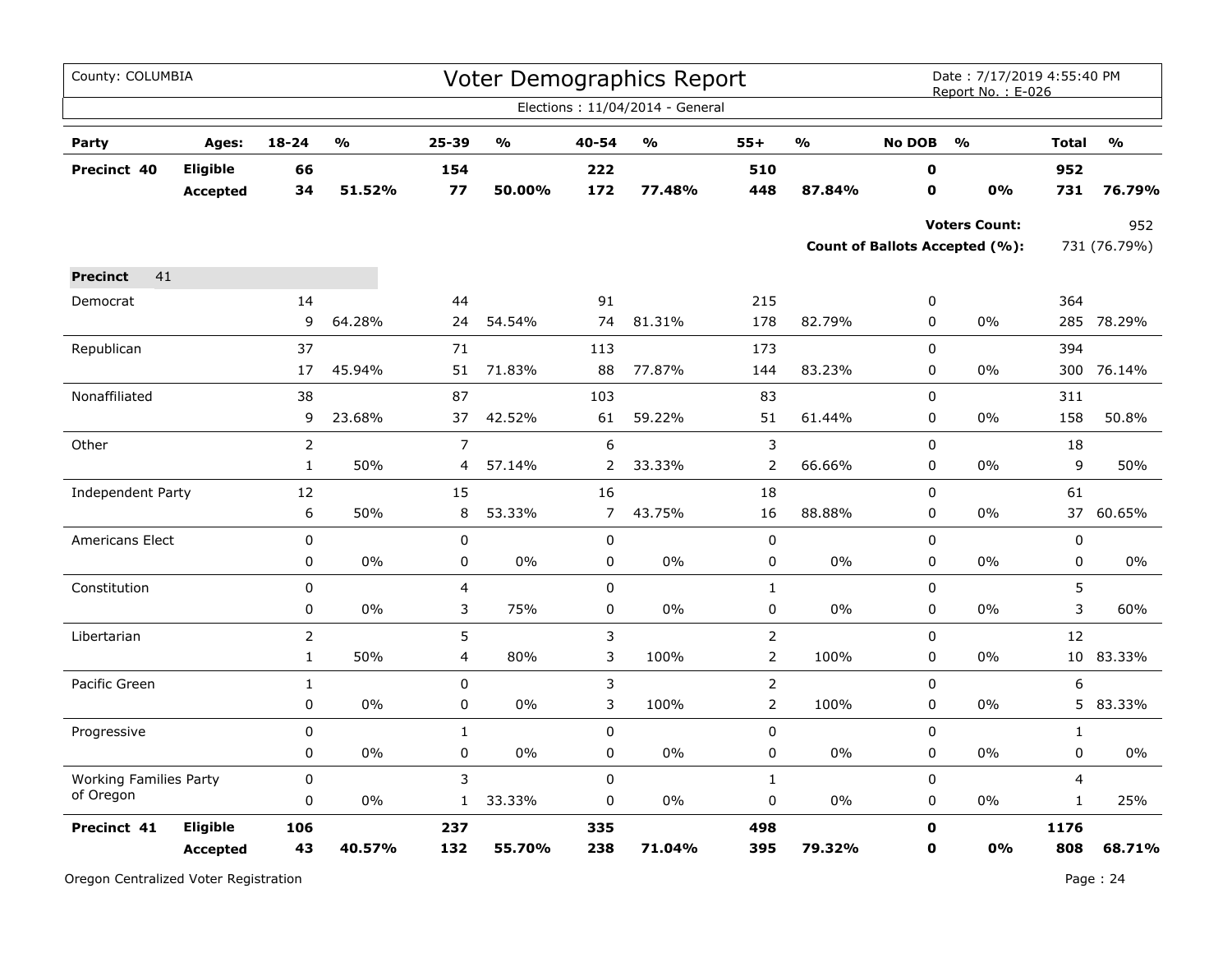County: COLUMBIA

# Voter Demographics Report

Date : 7/17/2019 4:55:40 PM
Report No. : E-026

Elections : 11/04/2014 - General

| Party | Ages: | 18-24 | % | 25-39 | % | 40-54 | % | 55+ | % | No DOB | % | Total | % |
|---|---|---|---|---|---|---|---|---|---|---|---|---|---|
| **Precinct 40** | **Eligible** | **66** | | **154** | | **222** | | **510** | | **0** | | **952** | |
| | **Accepted** | **34** | **51.52%** | **77** | **50.00%** | **172** | **77.48%** | **448** | **87.84%** | **0** | **0%** | **731** | **76.79%** |

**Voters Count:** 952

**Count of Ballots Accepted (%):** 731 (76.79%)

**Precinct** 41

| Party | | 18-24 | % | 25-39 | % | 40-54 | % | 55+ | % | No DOB | % | Total | % |
|---|---|---|---|---|---|---|---|---|---|---|---|---|---|
| Democrat | | 14 | | 44 | | 91 | | 215 | | 0 | | 364 | |
| | | 9 | 64.28% | 24 | 54.54% | 74 | 81.31% | 178 | 82.79% | 0 | 0% | 285 | 78.29% |
| Republican | | 37 | | 71 | | 113 | | 173 | | 0 | | 394 | |
| | | 17 | 45.94% | 51 | 71.83% | 88 | 77.87% | 144 | 83.23% | 0 | 0% | 300 | 76.14% |
| Nonaffiliated | | 38 | | 87 | | 103 | | 83 | | 0 | | 311 | |
| | | 9 | 23.68% | 37 | 42.52% | 61 | 59.22% | 51 | 61.44% | 0 | 0% | 158 | 50.8% |
| Other | | 2 | | 7 | | 6 | | 3 | | 0 | | 18 | |
| | | 1 | 50% | 4 | 57.14% | 2 | 33.33% | 2 | 66.66% | 0 | 0% | 9 | 50% |
| Independent Party | | 12 | | 15 | | 16 | | 18 | | 0 | | 61 | |
| | | 6 | 50% | 8 | 53.33% | 7 | 43.75% | 16 | 88.88% | 0 | 0% | 37 | 60.65% |
| Americans Elect | | 0 | | 0 | | 0 | | 0 | | 0 | | 0 | |
| | | 0 | 0% | 0 | 0% | 0 | 0% | 0 | 0% | 0 | 0% | 0 | 0% |
| Constitution | | 0 | | 4 | | 0 | | 1 | | 0 | | 5 | |
| | | 0 | 0% | 3 | 75% | 0 | 0% | 0 | 0% | 0 | 0% | 3 | 60% |
| Libertarian | | 2 | | 5 | | 3 | | 2 | | 0 | | 12 | |
| | | 1 | 50% | 4 | 80% | 3 | 100% | 2 | 100% | 0 | 0% | 10 | 83.33% |
| Pacific Green | | 1 | | 0 | | 3 | | 2 | | 0 | | 6 | |
| | | 0 | 0% | 0 | 0% | 3 | 100% | 2 | 100% | 0 | 0% | 5 | 83.33% |
| Progressive | | 0 | | 1 | | 0 | | 0 | | 0 | | 1 | |
| | | 0 | 0% | 0 | 0% | 0 | 0% | 0 | 0% | 0 | 0% | 0 | 0% |
| Working Families Party of Oregon | | 0 | | 3 | | 0 | | 1 | | 0 | | 4 | |
| | | 0 | 0% | 1 | 33.33% | 0 | 0% | 0 | 0% | 0 | 0% | 1 | 25% |
| **Precinct 41** | **Eligible** | **106** | | **237** | | **335** | | **498** | | **0** | | **1176** | |
| | **Accepted** | **43** | **40.57%** | **132** | **55.70%** | **238** | **71.04%** | **395** | **79.32%** | **0** | **0%** | **808** | **68.71%** |

Oregon Centralized Voter Registration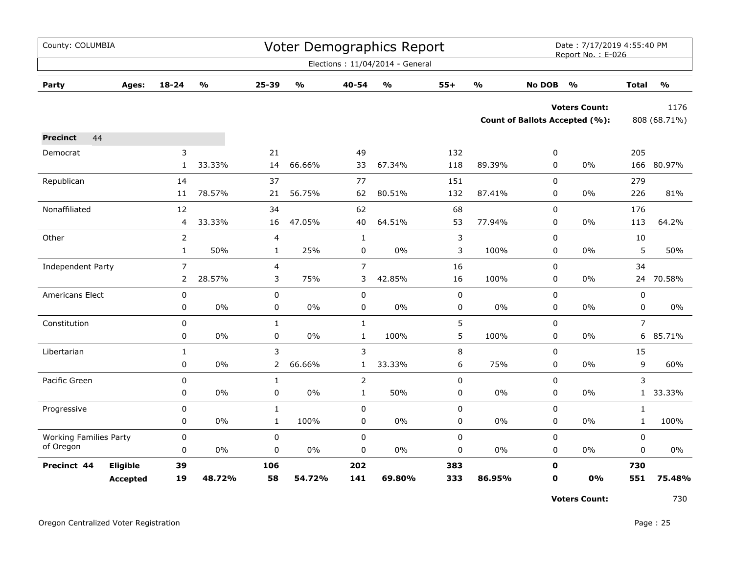County: COLUMBIA

# Voter Demographics Report

Date : 7/17/2019 4:55:40 PM
Report No. : E-026

Elections : 11/04/2014 - General

| Party | Ages: | 18-24 | % | 25-39 | % | 40-54 | % | 55+ | % | No DOB | % | Total | % |
|---|---|---|---|---|---|---|---|---|---|---|---|---|---|
| | | | | | | | | | | | **Voters Count:** | | 1176 |
| | | | | | | | | | | | **Count of Ballots Accepted (%):** | | 808 (68.71%) |
| **Precinct** | 44 | | | | | | | | | | | | |
| Democrat | | 3 | | 21 | | 49 | | 132 | | 0 | | 205 | |
| | | 1 | 33.33% | 14 | 66.66% | 33 | 67.34% | 118 | 89.39% | 0 | 0% | 166 | 80.97% |
| Republican | | 14 | | 37 | | 77 | | 151 | | 0 | | 279 | |
| | | 11 | 78.57% | 21 | 56.75% | 62 | 80.51% | 132 | 87.41% | 0 | 0% | 226 | 81% |
| Nonaffiliated | | 12 | | 34 | | 62 | | 68 | | 0 | | 176 | |
| | | 4 | 33.33% | 16 | 47.05% | 40 | 64.51% | 53 | 77.94% | 0 | 0% | 113 | 64.2% |
| Other | | 2 | | 4 | | 1 | | 3 | | 0 | | 10 | |
| | | 1 | 50% | 1 | 25% | 0 | 0% | 3 | 100% | 0 | 0% | 5 | 50% |
| Independent Party | | 7 | | 4 | | 7 | | 16 | | 0 | | 34 | |
| | | 2 | 28.57% | 3 | 75% | 3 | 42.85% | 16 | 100% | 0 | 0% | 24 | 70.58% |
| Americans Elect | | 0 | | 0 | | 0 | | 0 | | 0 | | 0 | |
| | | 0 | 0% | 0 | 0% | 0 | 0% | 0 | 0% | 0 | 0% | 0 | 0% |
| Constitution | | 0 | | 1 | | 1 | | 5 | | 0 | | 7 | |
| | | 0 | 0% | 0 | 0% | 1 | 100% | 5 | 100% | 0 | 0% | 6 | 85.71% |
| Libertarian | | 1 | | 3 | | 3 | | 8 | | 0 | | 15 | |
| | | 0 | 0% | 2 | 66.66% | 1 | 33.33% | 6 | 75% | 0 | 0% | 9 | 60% |
| Pacific Green | | 0 | | 1 | | 2 | | 0 | | 0 | | 3 | |
| | | 0 | 0% | 0 | 0% | 1 | 50% | 0 | 0% | 0 | 0% | 1 | 33.33% |
| Progressive | | 0 | | 1 | | 0 | | 0 | | 0 | | 1 | |
| | | 0 | 0% | 1 | 100% | 0 | 0% | 0 | 0% | 0 | 0% | 1 | 100% |
| Working Families Party of Oregon | | 0 | | 0 | | 0 | | 0 | | 0 | | 0 | |
| | | 0 | 0% | 0 | 0% | 0 | 0% | 0 | 0% | 0 | 0% | 0 | 0% |
| **Precinct 44** | **Eligible** | **39** | | **106** | | **202** | | **383** | | **0** | | **730** | |
| | **Accepted** | **19** | **48.72%** | **58** | **54.72%** | **141** | **69.80%** | **333** | **86.95%** | **0** | **0%** | **551** | **75.48%** |
| | | | | | | | | | | | **Voters Count:** | | 730 |

Oregon Centralized Voter Registration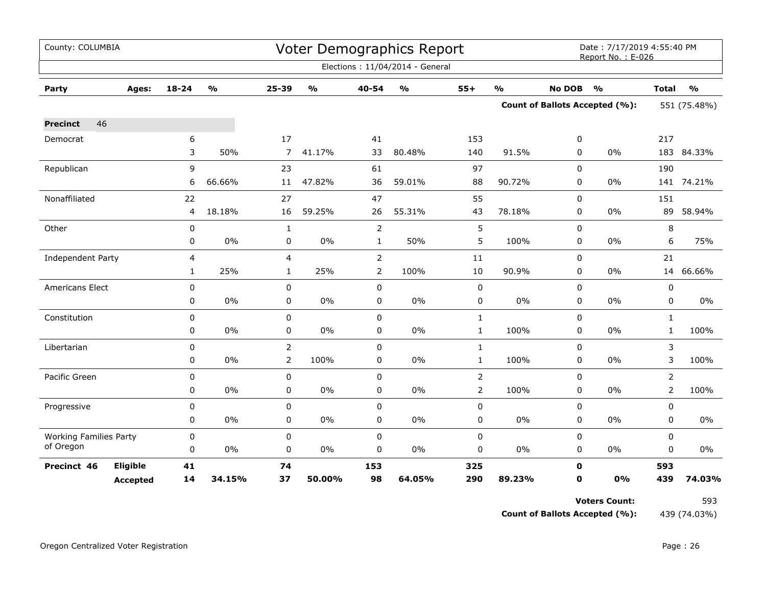County: COLUMBIA

# Voter Demographics Report

Date : 7/17/2019 4:55:40 PM
Report No. : E-026

Elections : 11/04/2014 - General

| Party | Ages: | 18-24 | % | 25-39 | % | 40-54 | % | 55+ | % | No DOB | % | Total | % |
|---|---|---|---|---|---|---|---|---|---|---|---|---|---|
| | | | | | | | | | | **Count of Ballots Accepted (%):** | | 551 (75.48%) | |
| **Precinct** 46 | | | | | | | | | | | | | |
| Democrat | | 6 | | 17 | | 41 | | 153 | | 0 | | 217 | |
| | | 3 | 50% | 7 | 41.17% | 33 | 80.48% | 140 | 91.5% | 0 | 0% | 183 | 84.33% |
| Republican | | 9 | | 23 | | 61 | | 97 | | 0 | | 190 | |
| | | 6 | 66.66% | 11 | 47.82% | 36 | 59.01% | 88 | 90.72% | 0 | 0% | 141 | 74.21% |
| Nonaffiliated | | 22 | | 27 | | 47 | | 55 | | 0 | | 151 | |
| | | 4 | 18.18% | 16 | 59.25% | 26 | 55.31% | 43 | 78.18% | 0 | 0% | 89 | 58.94% |
| Other | | 0 | | 1 | | 2 | | 5 | | 0 | | 8 | |
| | | 0 | 0% | 0 | 0% | 1 | 50% | 5 | 100% | 0 | 0% | 6 | 75% |
| Independent Party | | 4 | | 4 | | 2 | | 11 | | 0 | | 21 | |
| | | 1 | 25% | 1 | 25% | 2 | 100% | 10 | 90.9% | 0 | 0% | 14 | 66.66% |
| Americans Elect | | 0 | | 0 | | 0 | | 0 | | 0 | | 0 | |
| | | 0 | 0% | 0 | 0% | 0 | 0% | 0 | 0% | 0 | 0% | 0 | 0% |
| Constitution | | 0 | | 0 | | 0 | | 1 | | 0 | | 1 | |
| | | 0 | 0% | 0 | 0% | 0 | 0% | 1 | 100% | 0 | 0% | 1 | 100% |
| Libertarian | | 0 | | 2 | | 0 | | 1 | | 0 | | 3 | |
| | | 0 | 0% | 2 | 100% | 0 | 0% | 1 | 100% | 0 | 0% | 3 | 100% |
| Pacific Green | | 0 | | 0 | | 0 | | 2 | | 0 | | 2 | |
| | | 0 | 0% | 0 | 0% | 0 | 0% | 2 | 100% | 0 | 0% | 2 | 100% |
| Progressive | | 0 | | 0 | | 0 | | 0 | | 0 | | 0 | |
| | | 0 | 0% | 0 | 0% | 0 | 0% | 0 | 0% | 0 | 0% | 0 | 0% |
| Working Families Party of Oregon | | 0 | | 0 | | 0 | | 0 | | 0 | | 0 | |
| | | 0 | 0% | 0 | 0% | 0 | 0% | 0 | 0% | 0 | 0% | 0 | 0% |
| **Precinct 46** | **Eligible** | **41** | | **74** | | **153** | | **325** | | **0** | | **593** | |
| | **Accepted** | **14** | **34.15%** | **37** | **50.00%** | **98** | **64.05%** | **290** | **89.23%** | **0** | **0%** | **439** | **74.03%** |

**Voters Count:** 593

**Count of Ballots Accepted (%):** 439 (74.03%)

Oregon Centralized Voter Registration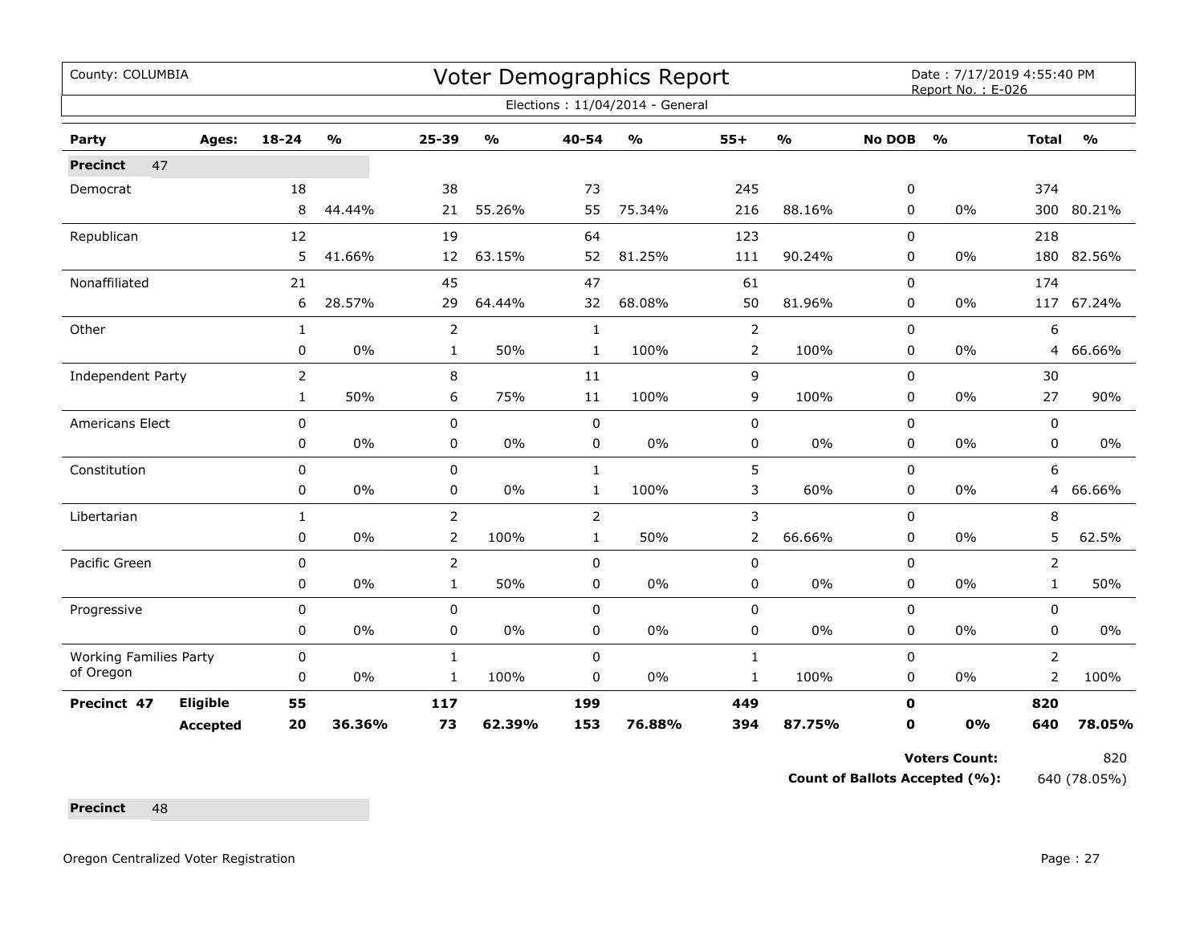County: COLUMBIA

# Voter Demographics Report

Date : 7/17/2019 4:55:40 PM
Report No. : E-026

Elections : 11/04/2014 - General

| Party | Ages: | 18-24 | % | 25-39 | % | 40-54 | % | 55+ | % | No DOB | % | Total | % |
|---|---|---|---|---|---|---|---|---|---|---|---|---|---|
| **Precinct** 47 | | | | | | | | | | | | | |
| Democrat | | 18 | | 38 | | 73 | | 245 | | 0 | | 374 | |
| | | 8 | 44.44% | 21 | 55.26% | 55 | 75.34% | 216 | 88.16% | 0 | 0% | 300 | 80.21% |
| Republican | | 12 | | 19 | | 64 | | 123 | | 0 | | 218 | |
| | | 5 | 41.66% | 12 | 63.15% | 52 | 81.25% | 111 | 90.24% | 0 | 0% | 180 | 82.56% |
| Nonaffiliated | | 21 | | 45 | | 47 | | 61 | | 0 | | 174 | |
| | | 6 | 28.57% | 29 | 64.44% | 32 | 68.08% | 50 | 81.96% | 0 | 0% | 117 | 67.24% |
| Other | | 1 | | 2 | | 1 | | 2 | | 0 | | 6 | |
| | | 0 | 0% | 1 | 50% | 1 | 100% | 2 | 100% | 0 | 0% | 4 | 66.66% |
| Independent Party | | 2 | | 8 | | 11 | | 9 | | 0 | | 30 | |
| | | 1 | 50% | 6 | 75% | 11 | 100% | 9 | 100% | 0 | 0% | 27 | 90% |
| Americans Elect | | 0 | | 0 | | 0 | | 0 | | 0 | | 0 | |
| | | 0 | 0% | 0 | 0% | 0 | 0% | 0 | 0% | 0 | 0% | 0 | 0% |
| Constitution | | 0 | | 0 | | 1 | | 5 | | 0 | | 6 | |
| | | 0 | 0% | 0 | 0% | 1 | 100% | 3 | 60% | 0 | 0% | 4 | 66.66% |
| Libertarian | | 1 | | 2 | | 2 | | 3 | | 0 | | 8 | |
| | | 0 | 0% | 2 | 100% | 1 | 50% | 2 | 66.66% | 0 | 0% | 5 | 62.5% |
| Pacific Green | | 0 | | 2 | | 0 | | 0 | | 0 | | 2 | |
| | | 0 | 0% | 1 | 50% | 0 | 0% | 0 | 0% | 0 | 0% | 1 | 50% |
| Progressive | | 0 | | 0 | | 0 | | 0 | | 0 | | 0 | |
| | | 0 | 0% | 0 | 0% | 0 | 0% | 0 | 0% | 0 | 0% | 0 | 0% |
| Working Families Party of Oregon | | 0 | | 1 | | 0 | | 1 | | 0 | | 2 | |
| | | 0 | 0% | 1 | 100% | 0 | 0% | 1 | 100% | 0 | 0% | 2 | 100% |
| **Precinct 47** | **Eligible** | **55** | | **117** | | **199** | | **449** | | **0** | | **820** | |
| | **Accepted** | **20** | **36.36%** | **73** | **62.39%** | **153** | **76.88%** | **394** | **87.75%** | **0** | **0%** | **640** | **78.05%** |

**Voters Count:** 820

**Count of Ballots Accepted (%):** 640 (78.05%)

**Precinct** 48

Oregon Centralized Voter Registration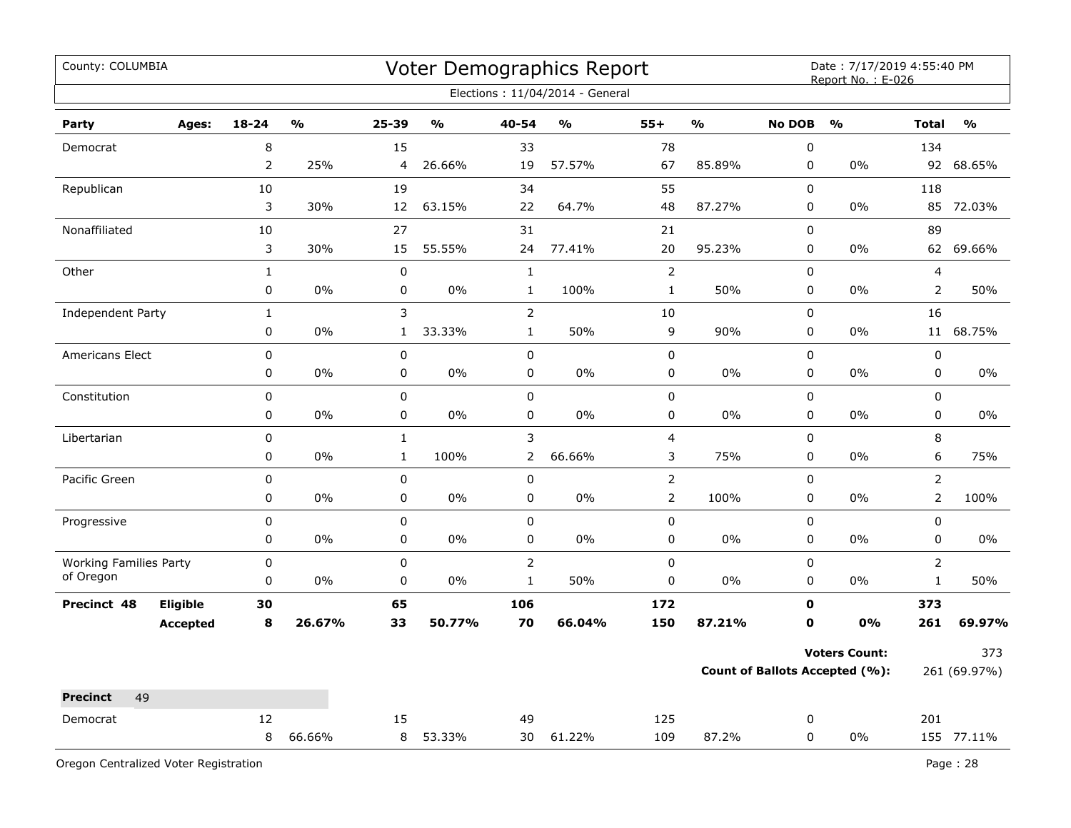County: COLUMBIA

# Voter Demographics Report

Date : 7/17/2019 4:55:40 PM
Report No. : E-026

Elections : 11/04/2014 - General

| Party | Ages: | 18-24 | % | 25-39 | % | 40-54 | % | 55+ | % | No DOB | % | Total | % |
|---|---|---|---|---|---|---|---|---|---|---|---|---|---|
| Democrat | | 8 | | 15 | | 33 | | 78 | | 0 | | 134 | |
| | | 2 | 25% | 4 | 26.66% | 19 | 57.57% | 67 | 85.89% | 0 | 0% | 92 | 68.65% |
| Republican | | 10 | | 19 | | 34 | | 55 | | 0 | | 118 | |
| | | 3 | 30% | 12 | 63.15% | 22 | 64.7% | 48 | 87.27% | 0 | 0% | 85 | 72.03% |
| Nonaffiliated | | 10 | | 27 | | 31 | | 21 | | 0 | | 89 | |
| | | 3 | 30% | 15 | 55.55% | 24 | 77.41% | 20 | 95.23% | 0 | 0% | 62 | 69.66% |
| Other | | 1 | | 0 | | 1 | | 2 | | 0 | | 4 | |
| | | 0 | 0% | 0 | 0% | 1 | 100% | 1 | 50% | 0 | 0% | 2 | 50% |
| Independent Party | | 1 | | 3 | | 2 | | 10 | | 0 | | 16 | |
| | | 0 | 0% | 1 | 33.33% | 1 | 50% | 9 | 90% | 0 | 0% | 11 | 68.75% |
| Americans Elect | | 0 | | 0 | | 0 | | 0 | | 0 | | 0 | |
| | | 0 | 0% | 0 | 0% | 0 | 0% | 0 | 0% | 0 | 0% | 0 | 0% |
| Constitution | | 0 | | 0 | | 0 | | 0 | | 0 | | 0 | |
| | | 0 | 0% | 0 | 0% | 0 | 0% | 0 | 0% | 0 | 0% | 0 | 0% |
| Libertarian | | 0 | | 1 | | 3 | | 4 | | 0 | | 8 | |
| | | 0 | 0% | 1 | 100% | 2 | 66.66% | 3 | 75% | 0 | 0% | 6 | 75% |
| Pacific Green | | 0 | | 0 | | 0 | | 2 | | 0 | | 2 | |
| | | 0 | 0% | 0 | 0% | 0 | 0% | 2 | 100% | 0 | 0% | 2 | 100% |
| Progressive | | 0 | | 0 | | 0 | | 0 | | 0 | | 0 | |
| | | 0 | 0% | 0 | 0% | 0 | 0% | 0 | 0% | 0 | 0% | 0 | 0% |
| Working Families Party of Oregon | | 0 | | 0 | | 2 | | 0 | | 0 | | 2 | |
| | | 0 | 0% | 0 | 0% | 1 | 50% | 0 | 0% | 0 | 0% | 1 | 50% |
| **Precinct 48** | **Eligible** | **30** | | **65** | | **106** | | **172** | | **0** | | **373** | |
| | **Accepted** | **8** | **26.67%** | **33** | **50.77%** | **70** | **66.04%** | **150** | **87.21%** | **0** | **0%** | **261** | **69.97%** |

**Voters Count:** 373

**Count of Ballots Accepted (%):** 261 (69.97%)

**Precinct** 49

| Party | Ages: | 18-24 | % | 25-39 | % | 40-54 | % | 55+ | % | No DOB | % | Total | % |
|---|---|---|---|---|---|---|---|---|---|---|---|---|---|
| Democrat | | 12 | | 15 | | 49 | | 125 | | 0 | | 201 | |
| | | 8 | 66.66% | 8 | 53.33% | 30 | 61.22% | 109 | 87.2% | 0 | 0% | 155 | 77.11% |

Oregon Centralized Voter Registration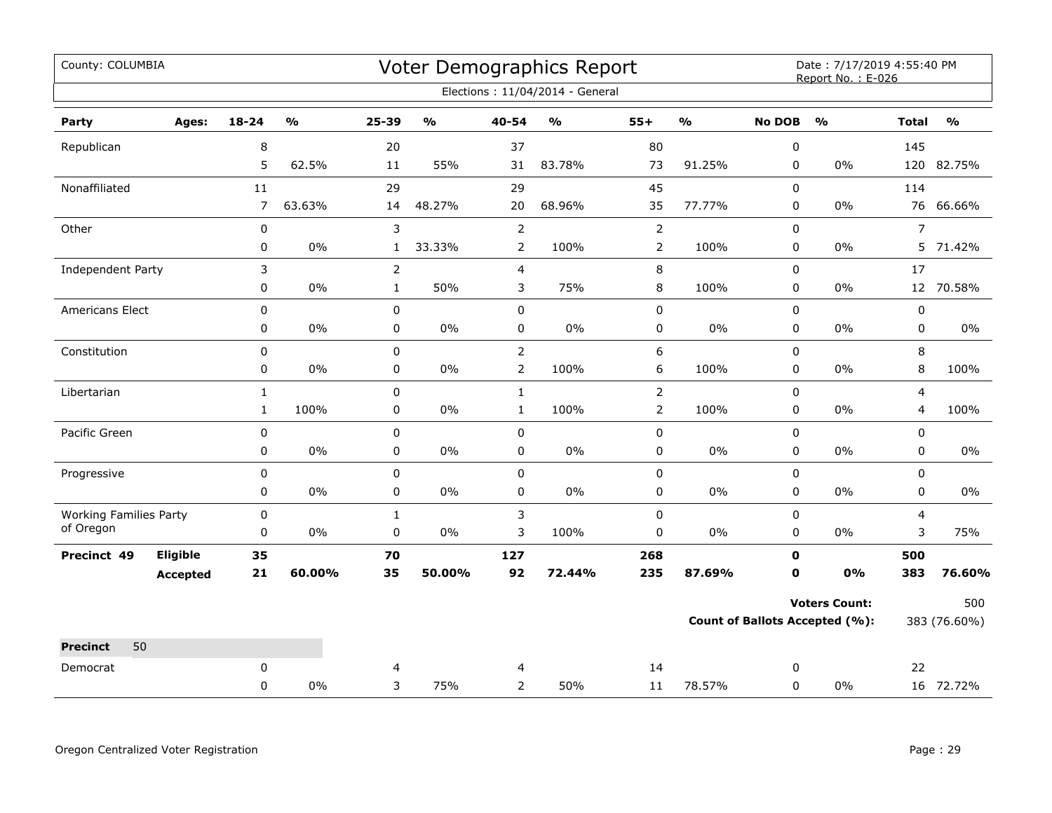County: COLUMBIA

# Voter Demographics Report

Date : 7/17/2019 4:55:40 PM
Report No. : E-026

Elections : 11/04/2014 - General

| Party | Ages: | 18-24 | % | 25-39 | % | 40-54 | % | 55+ | % | No DOB | % | Total | % |
|---|---|---|---|---|---|---|---|---|---|---|---|---|---|
| Republican | | 8 | | 20 | | 37 | | 80 | | 0 | | 145 | |
| | | 5 | 62.5% | 11 | 55% | 31 | 83.78% | 73 | 91.25% | 0 | 0% | 120 | 82.75% |
| Nonaffiliated | | 11 | | 29 | | 29 | | 45 | | 0 | | 114 | |
| | | 7 | 63.63% | 14 | 48.27% | 20 | 68.96% | 35 | 77.77% | 0 | 0% | 76 | 66.66% |
| Other | | 0 | | 3 | | 2 | | 2 | | 0 | | 7 | |
| | | 0 | 0% | 1 | 33.33% | 2 | 100% | 2 | 100% | 0 | 0% | 5 | 71.42% |
| Independent Party | | 3 | | 2 | | 4 | | 8 | | 0 | | 17 | |
| | | 0 | 0% | 1 | 50% | 3 | 75% | 8 | 100% | 0 | 0% | 12 | 70.58% |
| Americans Elect | | 0 | | 0 | | 0 | | 0 | | 0 | | 0 | |
| | | 0 | 0% | 0 | 0% | 0 | 0% | 0 | 0% | 0 | 0% | 0 | 0% |
| Constitution | | 0 | | 0 | | 2 | | 6 | | 0 | | 8 | |
| | | 0 | 0% | 0 | 0% | 2 | 100% | 6 | 100% | 0 | 0% | 8 | 100% |
| Libertarian | | 1 | | 0 | | 1 | | 2 | | 0 | | 4 | |
| | | 1 | 100% | 0 | 0% | 1 | 100% | 2 | 100% | 0 | 0% | 4 | 100% |
| Pacific Green | | 0 | | 0 | | 0 | | 0 | | 0 | | 0 | |
| | | 0 | 0% | 0 | 0% | 0 | 0% | 0 | 0% | 0 | 0% | 0 | 0% |
| Progressive | | 0 | | 0 | | 0 | | 0 | | 0 | | 0 | |
| | | 0 | 0% | 0 | 0% | 0 | 0% | 0 | 0% | 0 | 0% | 0 | 0% |
| Working Families Party of Oregon | | 0 | | 1 | | 3 | | 0 | | 0 | | 4 | |
| | | 0 | 0% | 0 | 0% | 3 | 100% | 0 | 0% | 0 | 0% | 3 | 75% |
| **Precinct 49** | **Eligible** | **35** | | **70** | | **127** | | **268** | | **0** | | **500** | |
| | **Accepted** | **21** | **60.00%** | **35** | **50.00%** | **92** | **72.44%** | **235** | **87.69%** | **0** | **0%** | **383** | **76.60%** |

**Voters Count:** 500

**Count of Ballots Accepted (%):** 383 (76.60%)

| **Precinct** 50 | | | | | | | | | | | | | |
|---|---|---|---|---|---|---|---|---|---|---|---|---|---|
| Democrat | | 0 | | 4 | | 4 | | 14 | | 0 | | 22 | |
| | | 0 | 0% | 3 | 75% | 2 | 50% | 11 | 78.57% | 0 | 0% | 16 | 72.72% |

Oregon Centralized Voter Registration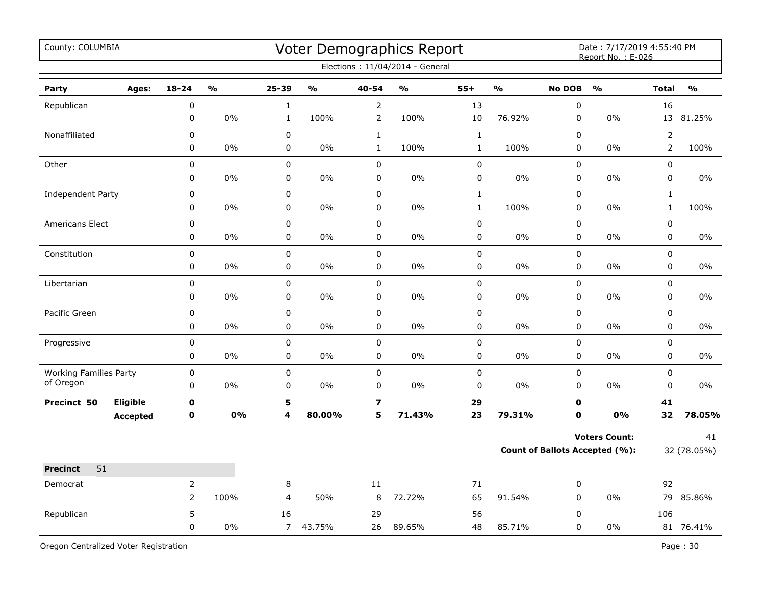County: COLUMBIA

# Voter Demographics Report

Date : 7/17/2019 4:55:40 PM
Report No. : E-026

Elections : 11/04/2014 - General

| Party | Ages: | 18-24 | % | 25-39 | % | 40-54 | % | 55+ | % | No DOB | % | Total | % |
|---|---|---|---|---|---|---|---|---|---|---|---|---|---|
| Republican | | 0 | | 1 | | 2 | | 13 | | 0 | | 16 | |
| | | 0 | 0% | 1 | 100% | 2 | 100% | 10 | 76.92% | 0 | 0% | 13 | 81.25% |
| Nonaffiliated | | 0 | | 0 | | 1 | | 1 | | 0 | | 2 | |
| | | 0 | 0% | 0 | 0% | 1 | 100% | 1 | 100% | 0 | 0% | 2 | 100% |
| Other | | 0 | | 0 | | 0 | | 0 | | 0 | | 0 | |
| | | 0 | 0% | 0 | 0% | 0 | 0% | 0 | 0% | 0 | 0% | 0 | 0% |
| Independent Party | | 0 | | 0 | | 0 | | 1 | | 0 | | 1 | |
| | | 0 | 0% | 0 | 0% | 0 | 0% | 1 | 100% | 0 | 0% | 1 | 100% |
| Americans Elect | | 0 | | 0 | | 0 | | 0 | | 0 | | 0 | |
| | | 0 | 0% | 0 | 0% | 0 | 0% | 0 | 0% | 0 | 0% | 0 | 0% |
| Constitution | | 0 | | 0 | | 0 | | 0 | | 0 | | 0 | |
| | | 0 | 0% | 0 | 0% | 0 | 0% | 0 | 0% | 0 | 0% | 0 | 0% |
| Libertarian | | 0 | | 0 | | 0 | | 0 | | 0 | | 0 | |
| | | 0 | 0% | 0 | 0% | 0 | 0% | 0 | 0% | 0 | 0% | 0 | 0% |
| Pacific Green | | 0 | | 0 | | 0 | | 0 | | 0 | | 0 | |
| | | 0 | 0% | 0 | 0% | 0 | 0% | 0 | 0% | 0 | 0% | 0 | 0% |
| Progressive | | 0 | | 0 | | 0 | | 0 | | 0 | | 0 | |
| | | 0 | 0% | 0 | 0% | 0 | 0% | 0 | 0% | 0 | 0% | 0 | 0% |
| Working Families Party of Oregon | | 0 | | 0 | | 0 | | 0 | | 0 | | 0 | |
| | | 0 | 0% | 0 | 0% | 0 | 0% | 0 | 0% | 0 | 0% | 0 | 0% |
| **Precinct 50** | **Eligible** | **0** | | **5** | | **7** | | **29** | | **0** | | **41** | |
| | **Accepted** | **0** | **0%** | **4** | **80.00%** | **5** | **71.43%** | **23** | **79.31%** | **0** | **0%** | **32** | **78.05%** |

**Voters Count:** 41

**Count of Ballots Accepted (%):** 32 (78.05%)

**Precinct** 51

| Party | Ages: | 18-24 | % | 25-39 | % | 40-54 | % | 55+ | % | No DOB | % | Total | % |
|---|---|---|---|---|---|---|---|---|---|---|---|---|---|
| Democrat | | 2 | | 8 | | 11 | | 71 | | 0 | | 92 | |
| | | 2 | 100% | 4 | 50% | 8 | 72.72% | 65 | 91.54% | 0 | 0% | 79 | 85.86% |
| Republican | | 5 | | 16 | | 29 | | 56 | | 0 | | 106 | |
| | | 0 | 0% | 7 | 43.75% | 26 | 89.65% | 48 | 85.71% | 0 | 0% | 81 | 76.41% |

Oregon Centralized Voter Registration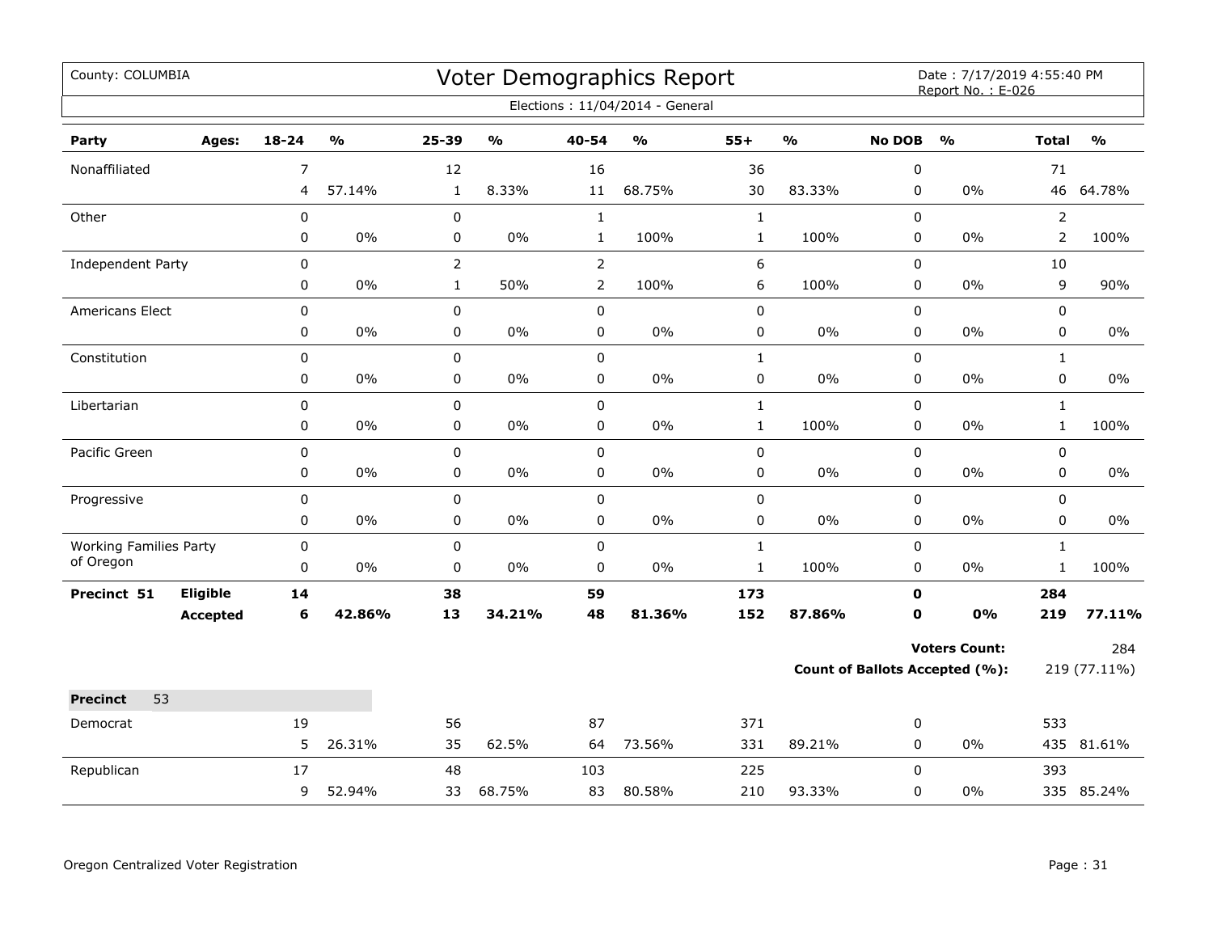County: COLUMBIA

# Voter Demographics Report

Date : 7/17/2019 4:55:40 PM
Report No. : E-026

Elections : 11/04/2014 - General

| Party | Ages: | 18-24 | % | 25-39 | % | 40-54 | % | 55+ | % | No DOB | % | Total | % |
|---|---|---|---|---|---|---|---|---|---|---|---|---|---|
| Nonaffiliated | | 7 | | 12 | | 16 | | 36 | | 0 | | 71 | |
| | | 4 | 57.14% | 1 | 8.33% | 11 | 68.75% | 30 | 83.33% | 0 | 0% | 46 | 64.78% |
| Other | | 0 | | 0 | | 1 | | 1 | | 0 | | 2 | |
| | | 0 | 0% | 0 | 0% | 1 | 100% | 1 | 100% | 0 | 0% | 2 | 100% |
| Independent Party | | 0 | | 2 | | 2 | | 6 | | 0 | | 10 | |
| | | 0 | 0% | 1 | 50% | 2 | 100% | 6 | 100% | 0 | 0% | 9 | 90% |
| Americans Elect | | 0 | | 0 | | 0 | | 0 | | 0 | | 0 | |
| | | 0 | 0% | 0 | 0% | 0 | 0% | 0 | 0% | 0 | 0% | 0 | 0% |
| Constitution | | 0 | | 0 | | 0 | | 1 | | 0 | | 1 | |
| | | 0 | 0% | 0 | 0% | 0 | 0% | 0 | 0% | 0 | 0% | 0 | 0% |
| Libertarian | | 0 | | 0 | | 0 | | 1 | | 0 | | 1 | |
| | | 0 | 0% | 0 | 0% | 0 | 0% | 1 | 100% | 0 | 0% | 1 | 100% |
| Pacific Green | | 0 | | 0 | | 0 | | 0 | | 0 | | 0 | |
| | | 0 | 0% | 0 | 0% | 0 | 0% | 0 | 0% | 0 | 0% | 0 | 0% |
| Progressive | | 0 | | 0 | | 0 | | 0 | | 0 | | 0 | |
| | | 0 | 0% | 0 | 0% | 0 | 0% | 0 | 0% | 0 | 0% | 0 | 0% |
| Working Families Party of Oregon | | 0 | | 0 | | 0 | | 1 | | 0 | | 1 | |
| | | 0 | 0% | 0 | 0% | 0 | 0% | 1 | 100% | 0 | 0% | 1 | 100% |
| **Precinct 51** | **Eligible** | **14** | | **38** | | **59** | | **173** | | **0** | | **284** | |
| | **Accepted** | **6** | **42.86%** | **13** | **34.21%** | **48** | **81.36%** | **152** | **87.86%** | **0** | **0%** | **219** | **77.11%** |

**Voters Count:** 284

**Count of Ballots Accepted (%):** 219 (77.11%)

| **Precinct** 53 | | | | | | | | | | | | | |
|---|---|---|---|---|---|---|---|---|---|---|---|---|---|
| Democrat | | 19 | | 56 | | 87 | | 371 | | 0 | | 533 | |
| | | 5 | 26.31% | 35 | 62.5% | 64 | 73.56% | 331 | 89.21% | 0 | 0% | 435 | 81.61% |
| Republican | | 17 | | 48 | | 103 | | 225 | | 0 | | 393 | |
| | | 9 | 52.94% | 33 | 68.75% | 83 | 80.58% | 210 | 93.33% | 0 | 0% | 335 | 85.24% |

Oregon Centralized Voter Registration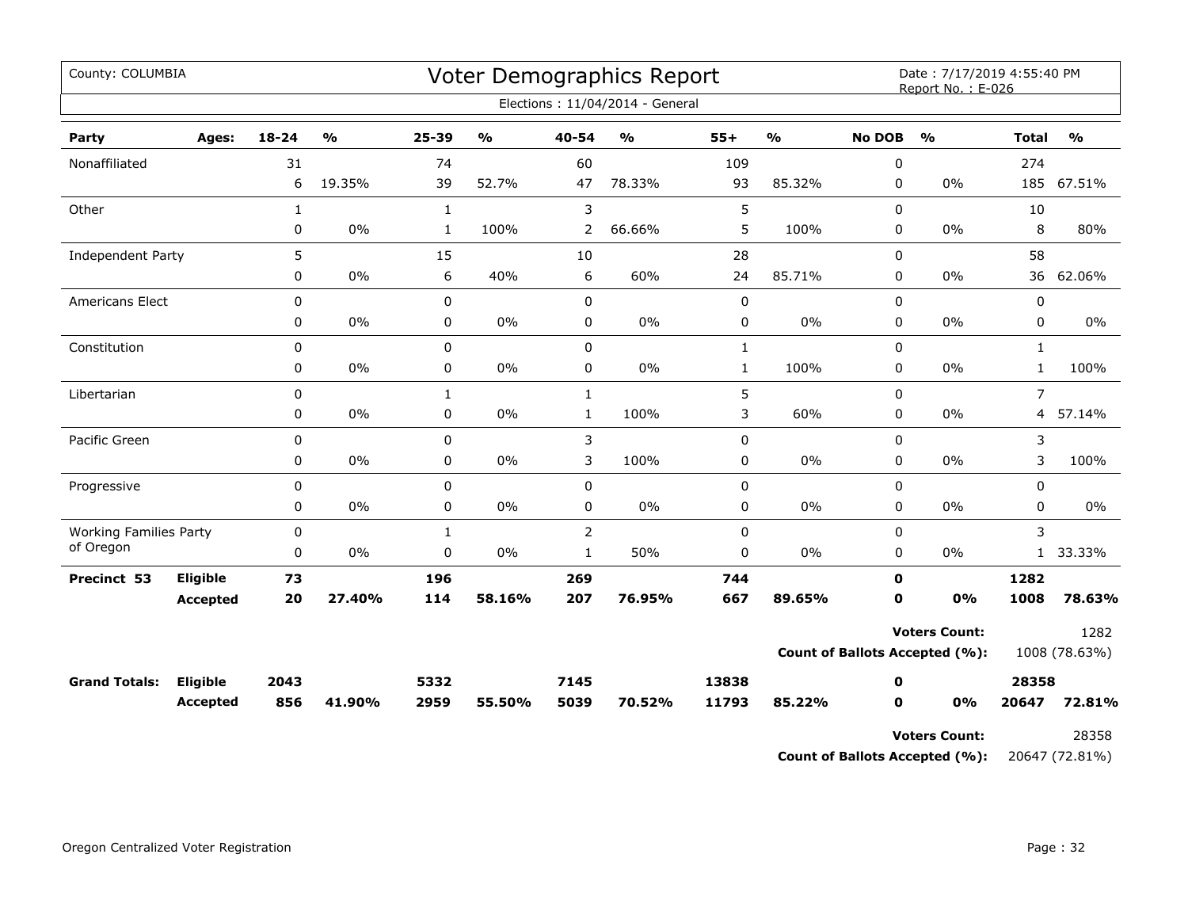County: COLUMBIA

# Voter Demographics Report

Date : 7/17/2019 4:55:40 PM
Report No. : E-026

Elections : 11/04/2014 - General

| Party | Ages: | 18-24 | % | 25-39 | % | 40-54 | % | 55+ | % | No DOB | % | Total | % |
|---|---|---|---|---|---|---|---|---|---|---|---|---|---|
| Nonaffiliated | | 31 | | 74 | | 60 | | 109 | | 0 | | 274 | |
| | | 6 | 19.35% | 39 | 52.7% | 47 | 78.33% | 93 | 85.32% | 0 | 0% | 185 | 67.51% |
| Other | | 1 | | 1 | | 3 | | 5 | | 0 | | 10 | |
| | | 0 | 0% | 1 | 100% | 2 | 66.66% | 5 | 100% | 0 | 0% | 8 | 80% |
| Independent Party | | 5 | | 15 | | 10 | | 28 | | 0 | | 58 | |
| | | 0 | 0% | 6 | 40% | 6 | 60% | 24 | 85.71% | 0 | 0% | 36 | 62.06% |
| Americans Elect | | 0 | | 0 | | 0 | | 0 | | 0 | | 0 | |
| | | 0 | 0% | 0 | 0% | 0 | 0% | 0 | 0% | 0 | 0% | 0 | 0% |
| Constitution | | 0 | | 0 | | 0 | | 1 | | 0 | | 1 | |
| | | 0 | 0% | 0 | 0% | 0 | 0% | 1 | 100% | 0 | 0% | 1 | 100% |
| Libertarian | | 0 | | 1 | | 1 | | 5 | | 0 | | 7 | |
| | | 0 | 0% | 0 | 0% | 1 | 100% | 3 | 60% | 0 | 0% | 4 | 57.14% |
| Pacific Green | | 0 | | 0 | | 3 | | 0 | | 0 | | 3 | |
| | | 0 | 0% | 0 | 0% | 3 | 100% | 0 | 0% | 0 | 0% | 3 | 100% |
| Progressive | | 0 | | 0 | | 0 | | 0 | | 0 | | 0 | |
| | | 0 | 0% | 0 | 0% | 0 | 0% | 0 | 0% | 0 | 0% | 0 | 0% |
| Working Families Party of Oregon | | 0 | | 1 | | 2 | | 0 | | 0 | | 3 | |
| | | 0 | 0% | 0 | 0% | 1 | 50% | 0 | 0% | 0 | 0% | 1 | 33.33% |
| **Precinct 53** | **Eligible** | **73** | | **196** | | **269** | | **744** | | **0** | | **1282** | |
| | **Accepted** | **20** | **27.40%** | **114** | **58.16%** | **207** | **76.95%** | **667** | **89.65%** | **0** | **0%** | **1008** | **78.63%** |

**Voters Count:** 1282

**Count of Ballots Accepted (%):** 1008 (78.63%)

| | | | | | | | | | | | | | |
|---|---|---|---|---|---|---|---|---|---|---|---|---|---|
| **Grand Totals:** | **Eligible** | **2043** | | **5332** | | **7145** | | **13838** | | **0** | | **28358** | |
| | **Accepted** | **856** | **41.90%** | **2959** | **55.50%** | **5039** | **70.52%** | **11793** | **85.22%** | **0** | **0%** | **20647** | **72.81%** |

**Voters Count:** 28358

**Count of Ballots Accepted (%):** 20647 (72.81%)

Oregon Centralized Voter Registration